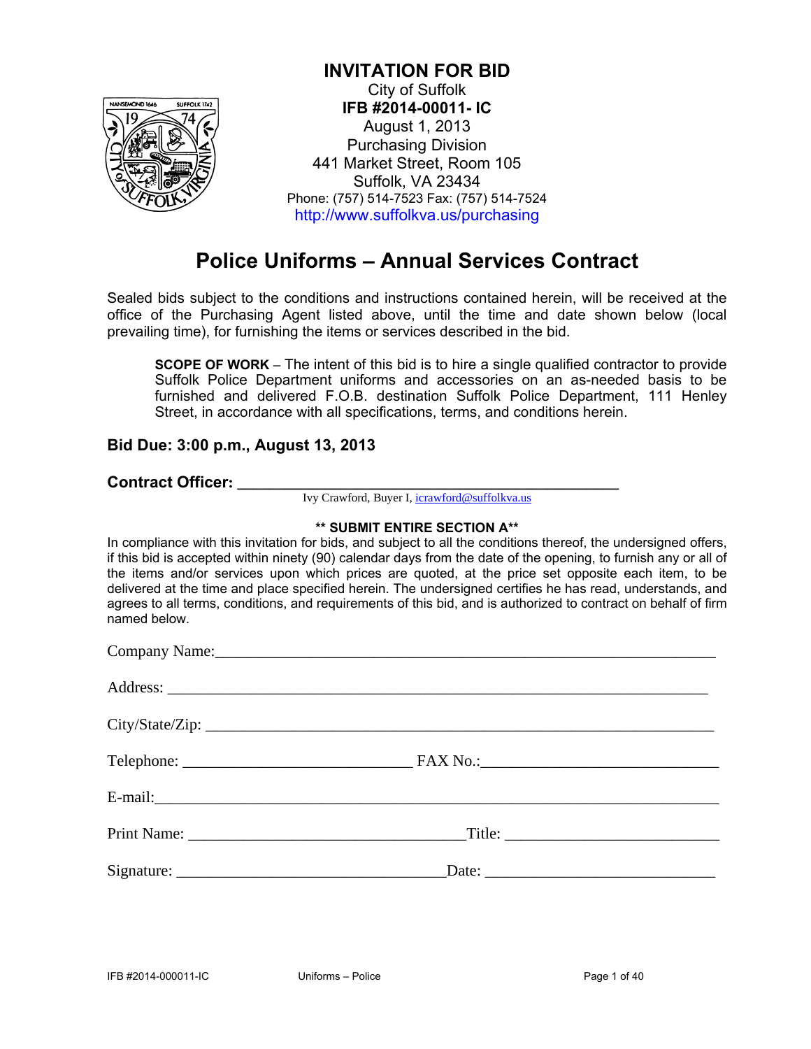# INVITATION FOR BID

City of Suffolk
**IFB #2014-00011- IC**
August 1, 2013
Purchasing Division
441 Market Street, Room 105
Suffolk, VA 23434
Phone: (757) 514-7523 Fax: (757) 514-7524
http://www.suffolkva.us/purchasing

## Police Uniforms – Annual Services Contract

Sealed bids subject to the conditions and instructions contained herein, will be received at the office of the Purchasing Agent listed above, until the time and date shown below (local prevailing time), for furnishing the items or services described in the bid.

> **SCOPE OF WORK** – The intent of this bid is to hire a single qualified contractor to provide Suffolk Police Department uniforms and accessories on an as-needed basis to be furnished and delivered F.O.B. destination Suffolk Police Department, 111 Henley Street, in accordance with all specifications, terms, and conditions herein.

### Bid Due: 3:00 p.m., August 13, 2013

**Contract Officer:** ______________________________________________
Ivy Crawford, Buyer I, icrawford@suffolkva.us

**** SUBMIT ENTIRE SECTION A****

In compliance with this invitation for bids, and subject to all the conditions thereof, the undersigned offers, if this bid is accepted within ninety (90) calendar days from the date of the opening, to furnish any or all of the items and/or services upon which prices are quoted, at the price set opposite each item, to be delivered at the time and place specified herein. The undersigned certifies he has read, understands, and agrees to all terms, conditions, and requirements of this bid, and is authorized to contract on behalf of firm named below.

Company Name:_______________________________________________________________

Address: _____________________________________________________________________

City/State/Zip: _________________________________________________________________

Telephone: _____________________________ FAX No.:______________________________

E-mail:_______________________________________________________________________

Print Name: ___________________________________Title: __________________________

Signature: ___________________________________Date: ____________________________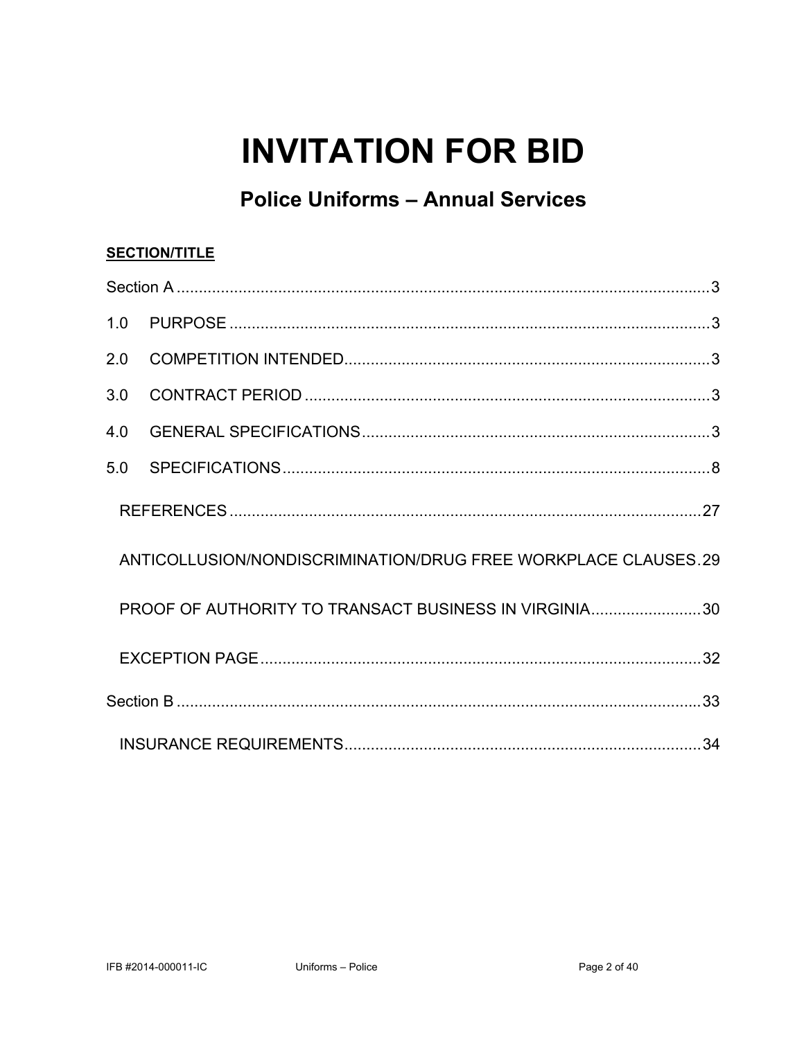# INVITATION FOR BID

## Police Uniforms – Annual Services

**SECTION/TITLE**

Section A ........................................................................................................................3

1.0 PURPOSE ...................................................................................................................3

2.0 COMPETITION INTENDED.........................................................................................3

3.0 CONTRACT PERIOD ..................................................................................................3

4.0 GENERAL SPECIFICATIONS.....................................................................................3

5.0 SPECIFICATIONS.......................................................................................................8

REFERENCES ...............................................................................................................27

ANTICOLLUSION/NONDISCRIMINATION/DRUG FREE WORKPLACE CLAUSES.29

PROOF OF AUTHORITY TO TRANSACT BUSINESS IN VIRGINIA.........................30

EXCEPTION PAGE.........................................................................................................32

Section B .......................................................................................................................33

INSURANCE REQUIREMENTS.....................................................................................34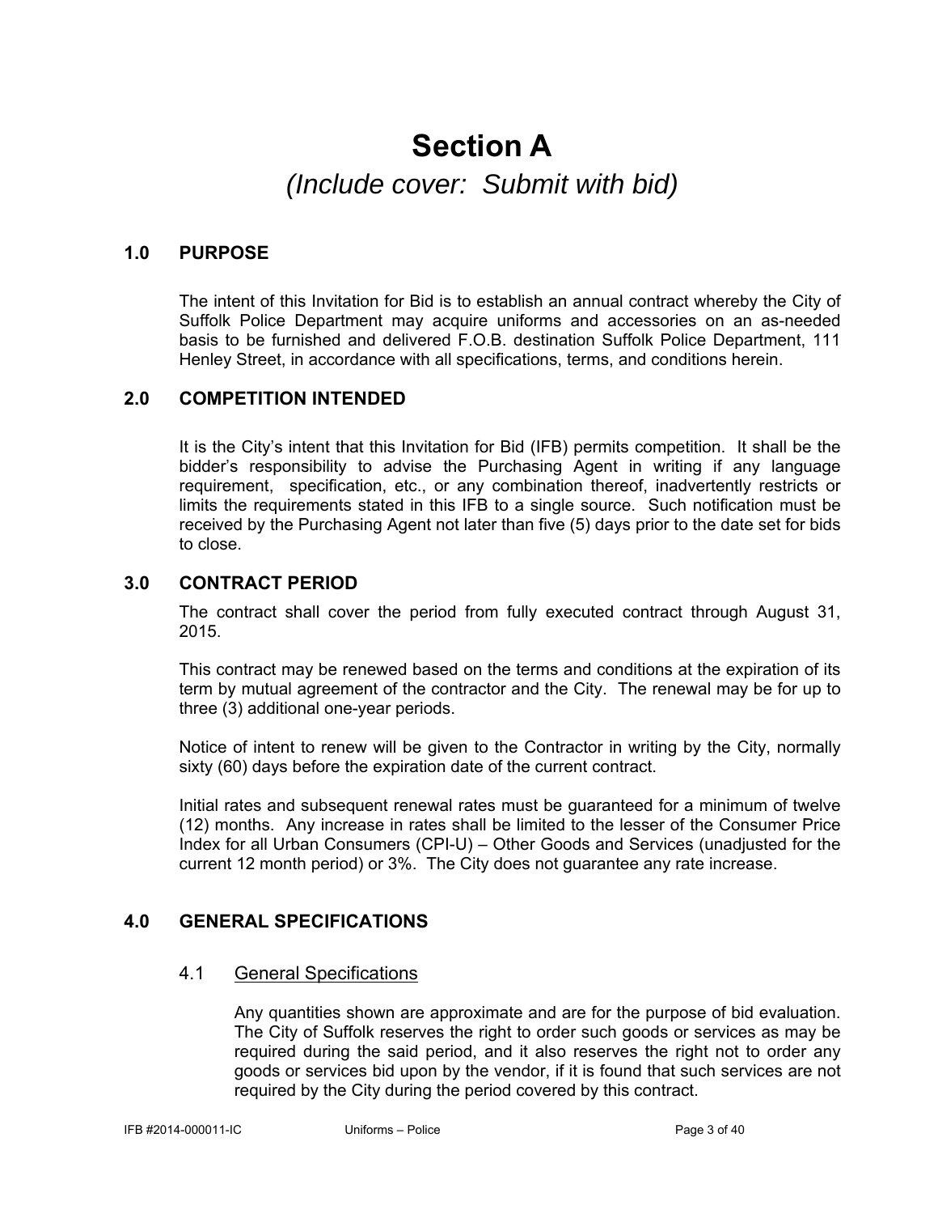# Section A

*(Include cover: Submit with bid)*

## 1.0 PURPOSE

The intent of this Invitation for Bid is to establish an annual contract whereby the City of Suffolk Police Department may acquire uniforms and accessories on an as-needed basis to be furnished and delivered F.O.B. destination Suffolk Police Department, 111 Henley Street, in accordance with all specifications, terms, and conditions herein.

## 2.0 COMPETITION INTENDED

It is the City's intent that this Invitation for Bid (IFB) permits competition. It shall be the bidder's responsibility to advise the Purchasing Agent in writing if any language requirement, specification, etc., or any combination thereof, inadvertently restricts or limits the requirements stated in this IFB to a single source. Such notification must be received by the Purchasing Agent not later than five (5) days prior to the date set for bids to close.

## 3.0 CONTRACT PERIOD

The contract shall cover the period from fully executed contract through August 31, 2015.

This contract may be renewed based on the terms and conditions at the expiration of its term by mutual agreement of the contractor and the City. The renewal may be for up to three (3) additional one-year periods.

Notice of intent to renew will be given to the Contractor in writing by the City, normally sixty (60) days before the expiration date of the current contract.

Initial rates and subsequent renewal rates must be guaranteed for a minimum of twelve (12) months. Any increase in rates shall be limited to the lesser of the Consumer Price Index for all Urban Consumers (CPI-U) – Other Goods and Services (unadjusted for the current 12 month period) or 3%. The City does not guarantee any rate increase.

## 4.0 GENERAL SPECIFICATIONS

### 4.1 General Specifications

Any quantities shown are approximate and are for the purpose of bid evaluation. The City of Suffolk reserves the right to order such goods or services as may be required during the said period, and it also reserves the right not to order any goods or services bid upon by the vendor, if it is found that such services are not required by the City during the period covered by this contract.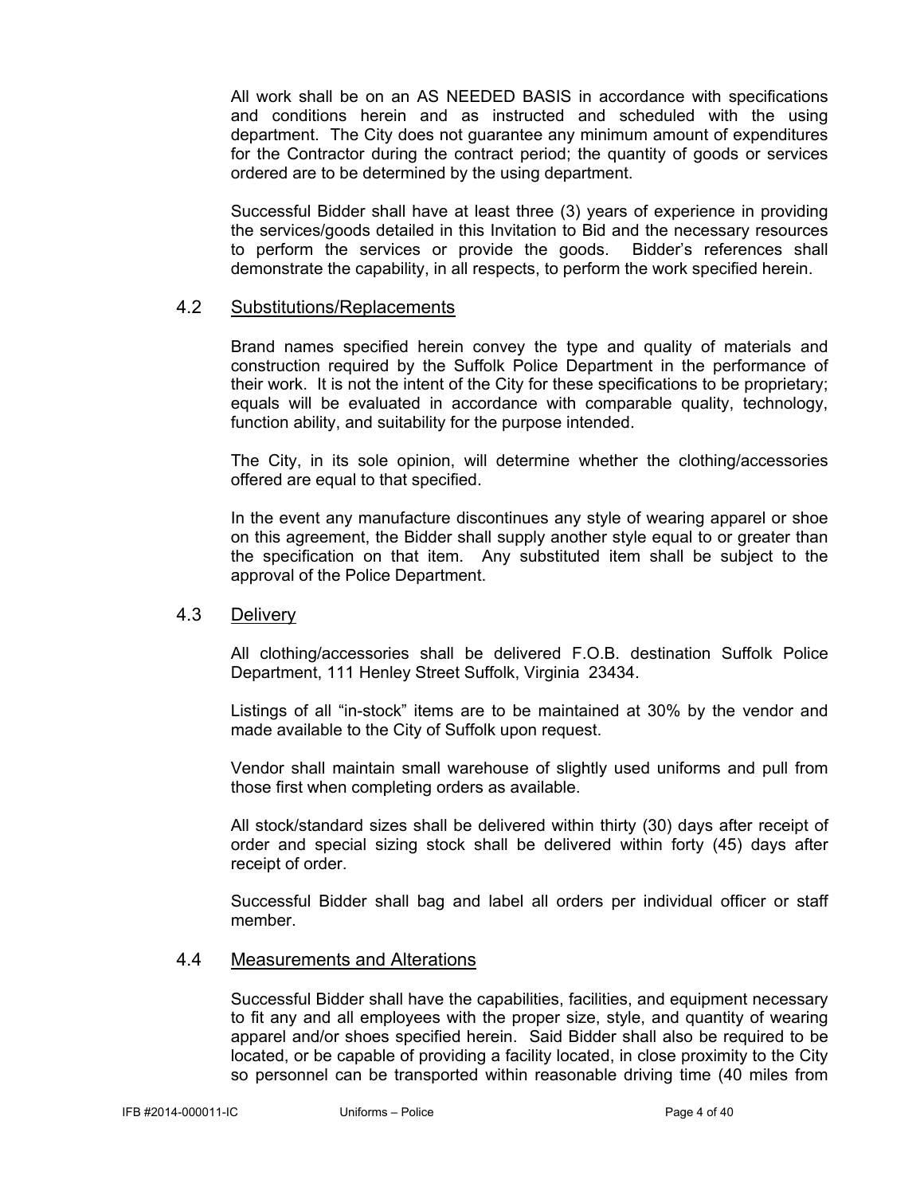All work shall be on an AS NEEDED BASIS in accordance with specifications and conditions herein and as instructed and scheduled with the using department. The City does not guarantee any minimum amount of expenditures for the Contractor during the contract period; the quantity of goods or services ordered are to be determined by the using department.

Successful Bidder shall have at least three (3) years of experience in providing the services/goods detailed in this Invitation to Bid and the necessary resources to perform the services or provide the goods. Bidder's references shall demonstrate the capability, in all respects, to perform the work specified herein.

## 4.2 Substitutions/Replacements

Brand names specified herein convey the type and quality of materials and construction required by the Suffolk Police Department in the performance of their work. It is not the intent of the City for these specifications to be proprietary; equals will be evaluated in accordance with comparable quality, technology, function ability, and suitability for the purpose intended.

The City, in its sole opinion, will determine whether the clothing/accessories offered are equal to that specified.

In the event any manufacture discontinues any style of wearing apparel or shoe on this agreement, the Bidder shall supply another style equal to or greater than the specification on that item. Any substituted item shall be subject to the approval of the Police Department.

## 4.3 Delivery

All clothing/accessories shall be delivered F.O.B. destination Suffolk Police Department, 111 Henley Street Suffolk, Virginia 23434.

Listings of all "in-stock" items are to be maintained at 30% by the vendor and made available to the City of Suffolk upon request.

Vendor shall maintain small warehouse of slightly used uniforms and pull from those first when completing orders as available.

All stock/standard sizes shall be delivered within thirty (30) days after receipt of order and special sizing stock shall be delivered within forty (45) days after receipt of order.

Successful Bidder shall bag and label all orders per individual officer or staff member.

## 4.4 Measurements and Alterations

Successful Bidder shall have the capabilities, facilities, and equipment necessary to fit any and all employees with the proper size, style, and quantity of wearing apparel and/or shoes specified herein. Said Bidder shall also be required to be located, or be capable of providing a facility located, in close proximity to the City so personnel can be transported within reasonable driving time (40 miles from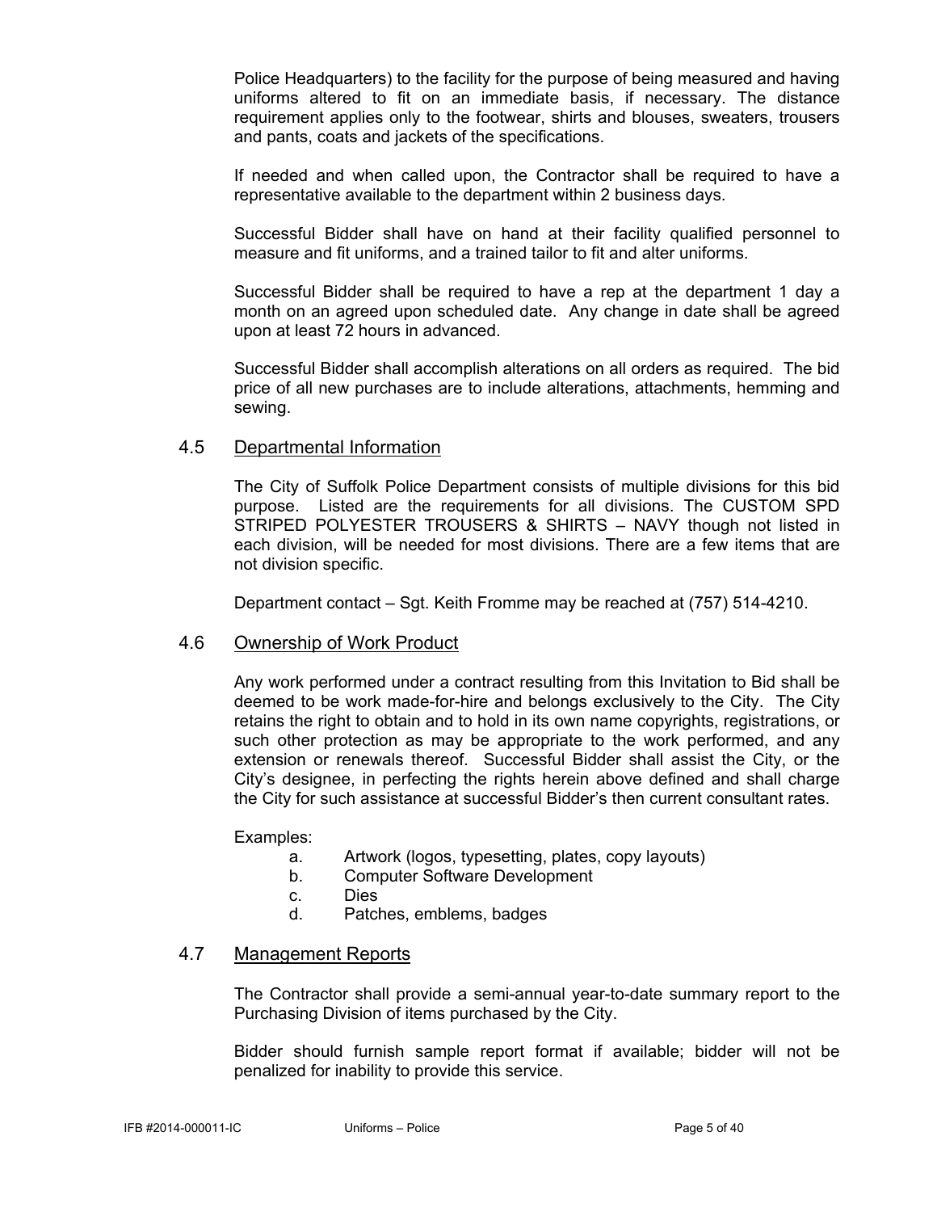Police Headquarters) to the facility for the purpose of being measured and having uniforms altered to fit on an immediate basis, if necessary. The distance requirement applies only to the footwear, shirts and blouses, sweaters, trousers and pants, coats and jackets of the specifications.

If needed and when called upon, the Contractor shall be required to have a representative available to the department within 2 business days.

Successful Bidder shall have on hand at their facility qualified personnel to measure and fit uniforms, and a trained tailor to fit and alter uniforms.

Successful Bidder shall be required to have a rep at the department 1 day a month on an agreed upon scheduled date. Any change in date shall be agreed upon at least 72 hours in advanced.

Successful Bidder shall accomplish alterations on all orders as required. The bid price of all new purchases are to include alterations, attachments, hemming and sewing.

## 4.5 Departmental Information

The City of Suffolk Police Department consists of multiple divisions for this bid purpose. Listed are the requirements for all divisions. The CUSTOM SPD STRIPED POLYESTER TROUSERS & SHIRTS – NAVY though not listed in each division, will be needed for most divisions. There are a few items that are not division specific.

Department contact – Sgt. Keith Fromme may be reached at (757) 514-4210.

## 4.6 Ownership of Work Product

Any work performed under a contract resulting from this Invitation to Bid shall be deemed to be work made-for-hire and belongs exclusively to the City. The City retains the right to obtain and to hold in its own name copyrights, registrations, or such other protection as may be appropriate to the work performed, and any extension or renewals thereof. Successful Bidder shall assist the City, or the City's designee, in perfecting the rights herein above defined and shall charge the City for such assistance at successful Bidder's then current consultant rates.

Examples:

a. Artwork (logos, typesetting, plates, copy layouts)
b. Computer Software Development
c. Dies
d. Patches, emblems, badges

## 4.7 Management Reports

The Contractor shall provide a semi-annual year-to-date summary report to the Purchasing Division of items purchased by the City.

Bidder should furnish sample report format if available; bidder will not be penalized for inability to provide this service.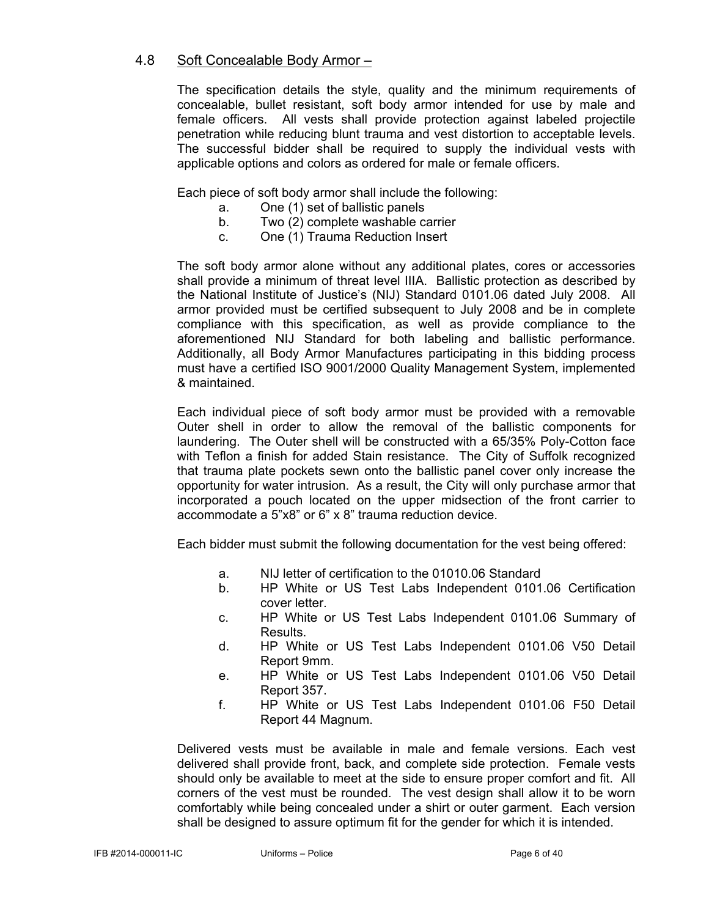## 4.8 Soft Concealable Body Armor –

The specification details the style, quality and the minimum requirements of concealable, bullet resistant, soft body armor intended for use by male and female officers. All vests shall provide protection against labeled projectile penetration while reducing blunt trauma and vest distortion to acceptable levels. The successful bidder shall be required to supply the individual vests with applicable options and colors as ordered for male or female officers.

Each piece of soft body armor shall include the following:

a. One (1) set of ballistic panels
b. Two (2) complete washable carrier
c. One (1) Trauma Reduction Insert

The soft body armor alone without any additional plates, cores or accessories shall provide a minimum of threat level IIIA. Ballistic protection as described by the National Institute of Justice's (NIJ) Standard 0101.06 dated July 2008. All armor provided must be certified subsequent to July 2008 and be in complete compliance with this specification, as well as provide compliance to the aforementioned NIJ Standard for both labeling and ballistic performance. Additionally, all Body Armor Manufactures participating in this bidding process must have a certified ISO 9001/2000 Quality Management System, implemented & maintained.

Each individual piece of soft body armor must be provided with a removable Outer shell in order to allow the removal of the ballistic components for laundering. The Outer shell will be constructed with a 65/35% Poly-Cotton face with Teflon a finish for added Stain resistance. The City of Suffolk recognized that trauma plate pockets sewn onto the ballistic panel cover only increase the opportunity for water intrusion. As a result, the City will only purchase armor that incorporated a pouch located on the upper midsection of the front carrier to accommodate a 5"x8" or 6" x 8" trauma reduction device.

Each bidder must submit the following documentation for the vest being offered:

a. NIJ letter of certification to the 01010.06 Standard
b. HP White or US Test Labs Independent 0101.06 Certification cover letter.
c. HP White or US Test Labs Independent 0101.06 Summary of Results.
d. HP White or US Test Labs Independent 0101.06 V50 Detail Report 9mm.
e. HP White or US Test Labs Independent 0101.06 V50 Detail Report 357.
f. HP White or US Test Labs Independent 0101.06 F50 Detail Report 44 Magnum.

Delivered vests must be available in male and female versions. Each vest delivered shall provide front, back, and complete side protection. Female vests should only be available to meet at the side to ensure proper comfort and fit. All corners of the vest must be rounded. The vest design shall allow it to be worn comfortably while being concealed under a shirt or outer garment. Each version shall be designed to assure optimum fit for the gender for which it is intended.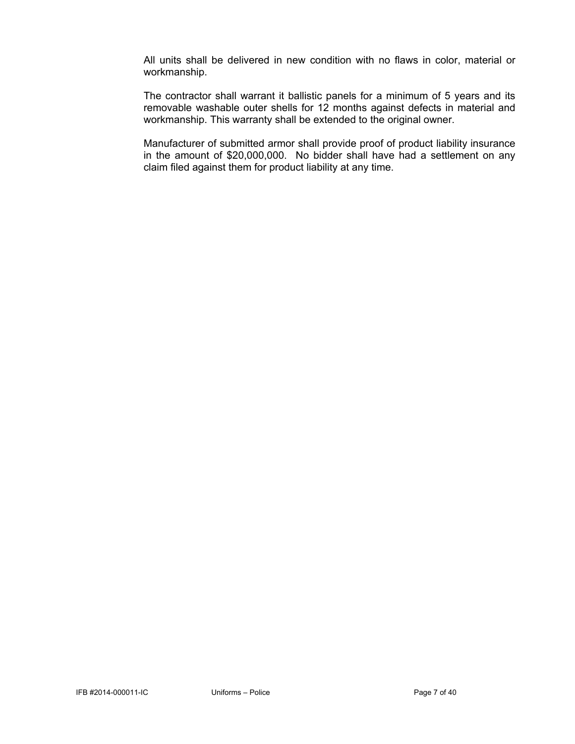All units shall be delivered in new condition with no flaws in color, material or workmanship.

The contractor shall warrant it ballistic panels for a minimum of 5 years and its removable washable outer shells for 12 months against defects in material and workmanship. This warranty shall be extended to the original owner.

Manufacturer of submitted armor shall provide proof of product liability insurance in the amount of $20,000,000. No bidder shall have had a settlement on any claim filed against them for product liability at any time.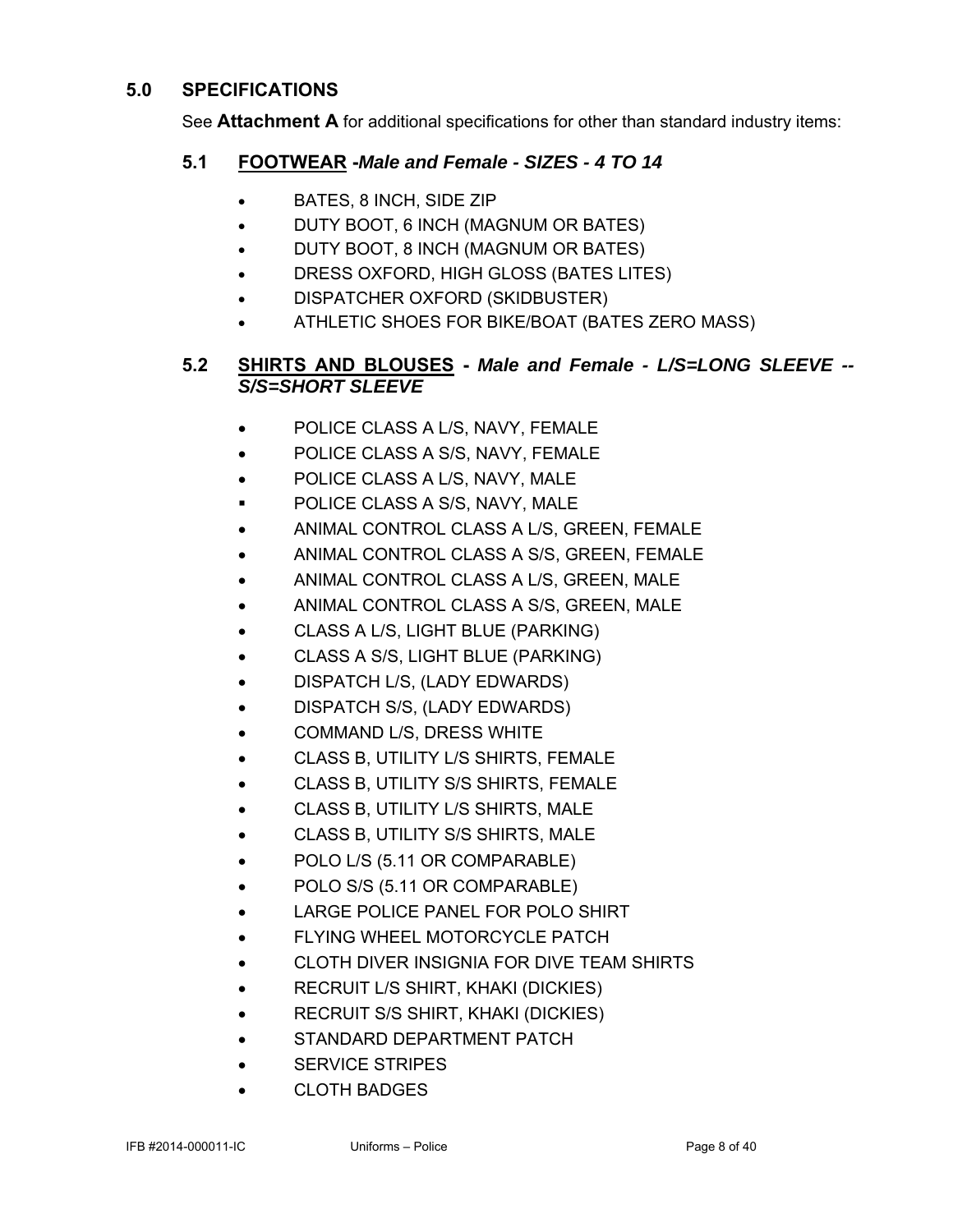## 5.0 SPECIFICATIONS

See **Attachment A** for additional specifications for other than standard industry items:

### 5.1 FOOTWEAR *-Male and Female - SIZES - 4 TO 14*

- BATES, 8 INCH, SIDE ZIP
- DUTY BOOT, 6 INCH (MAGNUM OR BATES)
- DUTY BOOT, 8 INCH (MAGNUM OR BATES)
- DRESS OXFORD, HIGH GLOSS (BATES LITES)
- DISPATCHER OXFORD (SKIDBUSTER)
- ATHLETIC SHOES FOR BIKE/BOAT (BATES ZERO MASS)

### 5.2 SHIRTS AND BLOUSES *- Male and Female - L/S=LONG SLEEVE -- S/S=SHORT SLEEVE*

- POLICE CLASS A L/S, NAVY, FEMALE
- POLICE CLASS A S/S, NAVY, FEMALE
- POLICE CLASS A L/S, NAVY, MALE
- POLICE CLASS A S/S, NAVY, MALE
- ANIMAL CONTROL CLASS A L/S, GREEN, FEMALE
- ANIMAL CONTROL CLASS A S/S, GREEN, FEMALE
- ANIMAL CONTROL CLASS A L/S, GREEN, MALE
- ANIMAL CONTROL CLASS A S/S, GREEN, MALE
- CLASS A L/S, LIGHT BLUE (PARKING)
- CLASS A S/S, LIGHT BLUE (PARKING)
- DISPATCH L/S, (LADY EDWARDS)
- DISPATCH S/S, (LADY EDWARDS)
- COMMAND L/S, DRESS WHITE
- CLASS B, UTILITY L/S SHIRTS, FEMALE
- CLASS B, UTILITY S/S SHIRTS, FEMALE
- CLASS B, UTILITY L/S SHIRTS, MALE
- CLASS B, UTILITY S/S SHIRTS, MALE
- POLO L/S (5.11 OR COMPARABLE)
- POLO S/S (5.11 OR COMPARABLE)
- LARGE POLICE PANEL FOR POLO SHIRT
- FLYING WHEEL MOTORCYCLE PATCH
- CLOTH DIVER INSIGNIA FOR DIVE TEAM SHIRTS
- RECRUIT L/S SHIRT, KHAKI (DICKIES)
- RECRUIT S/S SHIRT, KHAKI (DICKIES)
- STANDARD DEPARTMENT PATCH
- SERVICE STRIPES
- CLOTH BADGES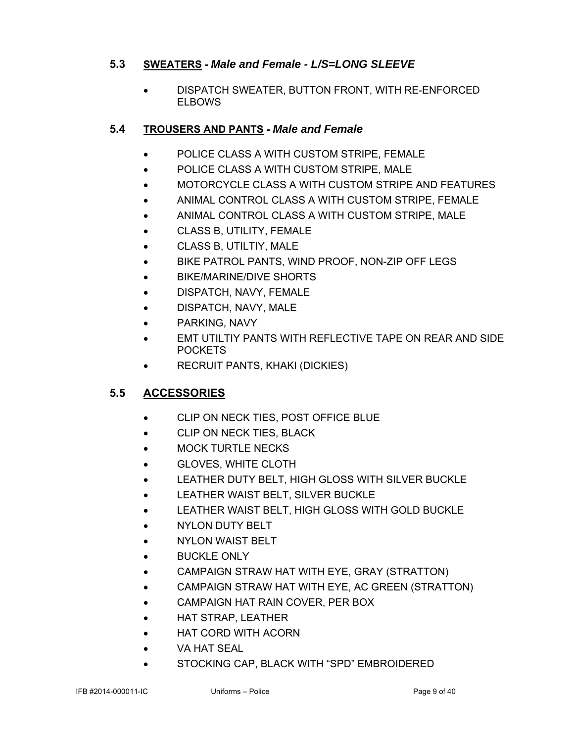## 5.3 SWEATERS - *Male and Female - L/S=LONG SLEEVE*

- DISPATCH SWEATER, BUTTON FRONT, WITH RE-ENFORCED ELBOWS

## 5.4 TROUSERS AND PANTS - *Male and Female*

- POLICE CLASS A WITH CUSTOM STRIPE, FEMALE
- POLICE CLASS A WITH CUSTOM STRIPE, MALE
- MOTORCYCLE CLASS A WITH CUSTOM STRIPE AND FEATURES
- ANIMAL CONTROL CLASS A WITH CUSTOM STRIPE, FEMALE
- ANIMAL CONTROL CLASS A WITH CUSTOM STRIPE, MALE
- CLASS B, UTILITY, FEMALE
- CLASS B, UTILTIY, MALE
- BIKE PATROL PANTS, WIND PROOF, NON-ZIP OFF LEGS
- BIKE/MARINE/DIVE SHORTS
- DISPATCH, NAVY, FEMALE
- DISPATCH, NAVY, MALE
- PARKING, NAVY
- EMT UTILTIY PANTS WITH REFLECTIVE TAPE ON REAR AND SIDE POCKETS
- RECRUIT PANTS, KHAKI (DICKIES)

## 5.5 ACCESSORIES

- CLIP ON NECK TIES, POST OFFICE BLUE
- CLIP ON NECK TIES, BLACK
- MOCK TURTLE NECKS
- GLOVES, WHITE CLOTH
- LEATHER DUTY BELT, HIGH GLOSS WITH SILVER BUCKLE
- LEATHER WAIST BELT, SILVER BUCKLE
- LEATHER WAIST BELT, HIGH GLOSS WITH GOLD BUCKLE
- NYLON DUTY BELT
- NYLON WAIST BELT
- BUCKLE ONLY
- CAMPAIGN STRAW HAT WITH EYE, GRAY (STRATTON)
- CAMPAIGN STRAW HAT WITH EYE, AC GREEN (STRATTON)
- CAMPAIGN HAT RAIN COVER, PER BOX
- HAT STRAP, LEATHER
- HAT CORD WITH ACORN
- VA HAT SEAL
- STOCKING CAP, BLACK WITH “SPD” EMBROIDERED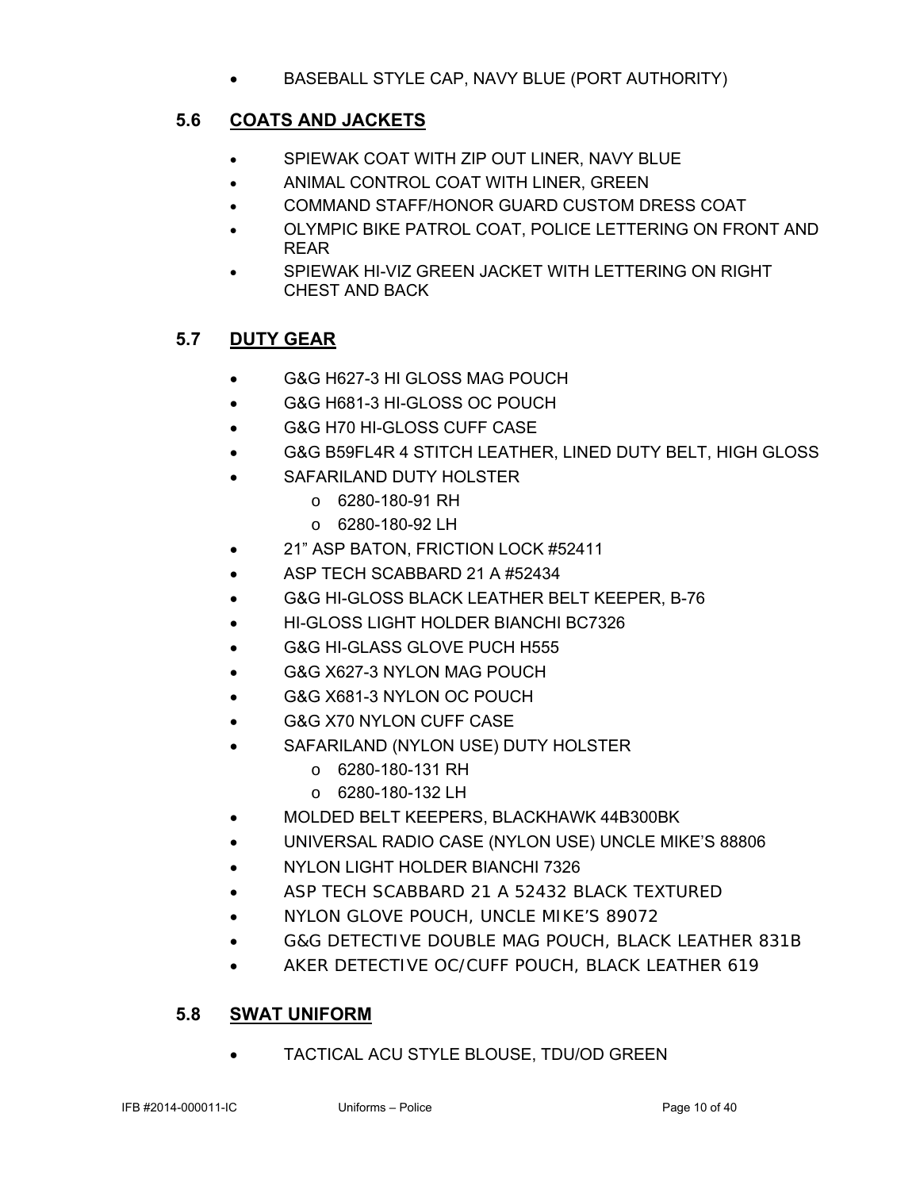- BASEBALL STYLE CAP, NAVY BLUE (PORT AUTHORITY)

## 5.6 COATS AND JACKETS

- SPIEWAK COAT WITH ZIP OUT LINER, NAVY BLUE
- ANIMAL CONTROL COAT WITH LINER, GREEN
- COMMAND STAFF/HONOR GUARD CUSTOM DRESS COAT
- OLYMPIC BIKE PATROL COAT, POLICE LETTERING ON FRONT AND REAR
- SPIEWAK HI-VIZ GREEN JACKET WITH LETTERING ON RIGHT CHEST AND BACK

## 5.7 DUTY GEAR

- G&G H627-3 HI GLOSS MAG POUCH
- G&G H681-3 HI-GLOSS OC POUCH
- G&G H70 HI-GLOSS CUFF CASE
- G&G B59FL4R 4 STITCH LEATHER, LINED DUTY BELT, HIGH GLOSS
- SAFARILAND DUTY HOLSTER
  - 6280-180-91 RH
  - 6280-180-92 LH
- 21" ASP BATON, FRICTION LOCK #52411
- ASP TECH SCABBARD 21 A #52434
- G&G HI-GLOSS BLACK LEATHER BELT KEEPER, B-76
- HI-GLOSS LIGHT HOLDER BIANCHI BC7326
- G&G HI-GLASS GLOVE PUCH H555
- G&G X627-3 NYLON MAG POUCH
- G&G X681-3 NYLON OC POUCH
- G&G X70 NYLON CUFF CASE
- SAFARILAND (NYLON USE) DUTY HOLSTER
  - 6280-180-131 RH
  - 6280-180-132 LH
- MOLDED BELT KEEPERS, BLACKHAWK 44B300BK
- UNIVERSAL RADIO CASE (NYLON USE) UNCLE MIKE'S 88806
- NYLON LIGHT HOLDER BIANCHI 7326
- ASP TECH SCABBARD 21 A 52432 BLACK TEXTURED
- NYLON GLOVE POUCH, UNCLE MIKE'S 89072
- G&G DETECTIVE DOUBLE MAG POUCH, BLACK LEATHER 831B
- AKER DETECTIVE OC/CUFF POUCH, BLACK LEATHER 619

## 5.8 SWAT UNIFORM

- TACTICAL ACU STYLE BLOUSE, TDU/OD GREEN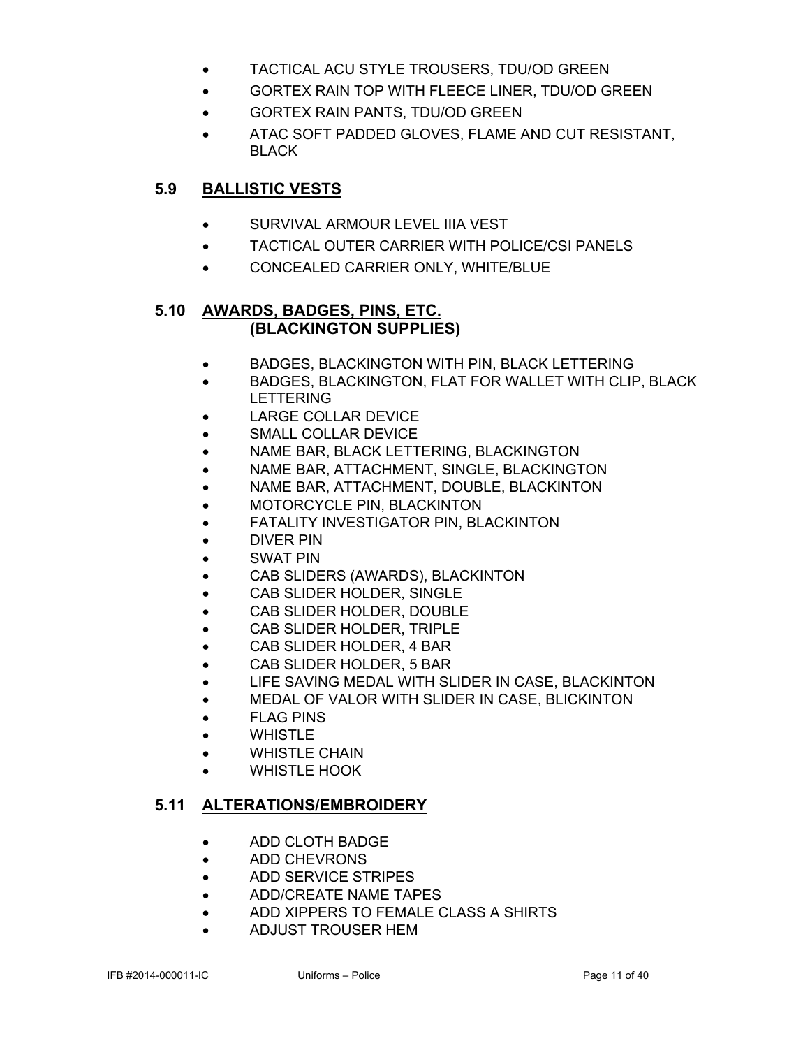- TACTICAL ACU STYLE TROUSERS, TDU/OD GREEN
- GORTEX RAIN TOP WITH FLEECE LINER, TDU/OD GREEN
- GORTEX RAIN PANTS, TDU/OD GREEN
- ATAC SOFT PADDED GLOVES, FLAME AND CUT RESISTANT, BLACK

## 5.9 BALLISTIC VESTS

- SURVIVAL ARMOUR LEVEL IIIA VEST
- TACTICAL OUTER CARRIER WITH POLICE/CSI PANELS
- CONCEALED CARRIER ONLY, WHITE/BLUE

## 5.10 AWARDS, BADGES, PINS, ETC. (BLACKINGTON SUPPLIES)

- BADGES, BLACKINGTON WITH PIN, BLACK LETTERING
- BADGES, BLACKINGTON, FLAT FOR WALLET WITH CLIP, BLACK LETTERING
- LARGE COLLAR DEVICE
- SMALL COLLAR DEVICE
- NAME BAR, BLACK LETTERING, BLACKINGTON
- NAME BAR, ATTACHMENT, SINGLE, BLACKINGTON
- NAME BAR, ATTACHMENT, DOUBLE, BLACKINTON
- MOTORCYCLE PIN, BLACKINTON
- FATALITY INVESTIGATOR PIN, BLACKINTON
- DIVER PIN
- SWAT PIN
- CAB SLIDERS (AWARDS), BLACKINTON
- CAB SLIDER HOLDER, SINGLE
- CAB SLIDER HOLDER, DOUBLE
- CAB SLIDER HOLDER, TRIPLE
- CAB SLIDER HOLDER, 4 BAR
- CAB SLIDER HOLDER, 5 BAR
- LIFE SAVING MEDAL WITH SLIDER IN CASE, BLACKINTON
- MEDAL OF VALOR WITH SLIDER IN CASE, BLICKINTON
- FLAG PINS
- WHISTLE
- WHISTLE CHAIN
- WHISTLE HOOK

## 5.11 ALTERATIONS/EMBROIDERY

- ADD CLOTH BADGE
- ADD CHEVRONS
- ADD SERVICE STRIPES
- ADD/CREATE NAME TAPES
- ADD XIPPERS TO FEMALE CLASS A SHIRTS
- ADJUST TROUSER HEM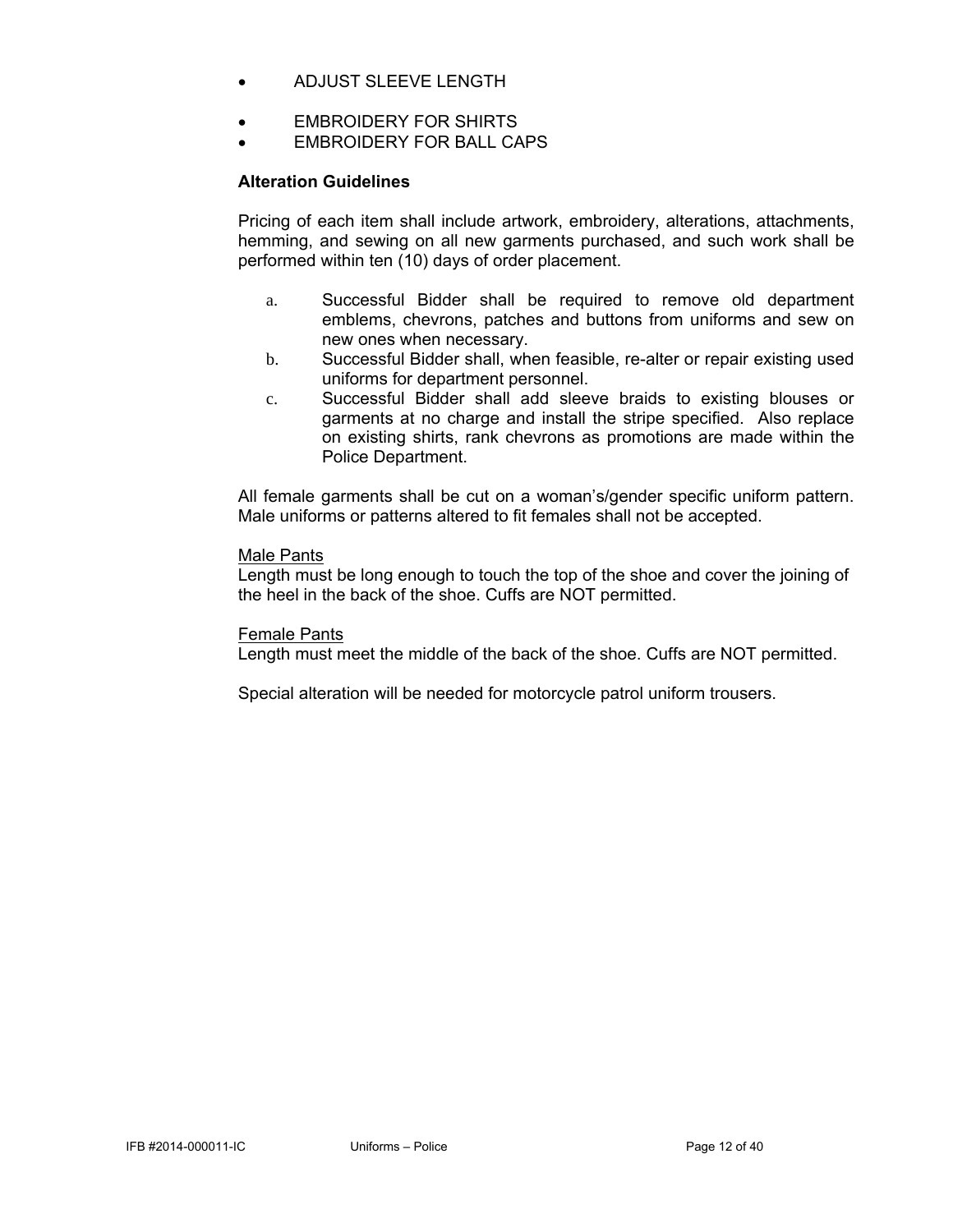- ADJUST SLEEVE LENGTH

- EMBROIDERY FOR SHIRTS
- EMBROIDERY FOR BALL CAPS

**Alteration Guidelines**

Pricing of each item shall include artwork, embroidery, alterations, attachments, hemming, and sewing on all new garments purchased, and such work shall be performed within ten (10) days of order placement.

a. Successful Bidder shall be required to remove old department emblems, chevrons, patches and buttons from uniforms and sew on new ones when necessary.
b. Successful Bidder shall, when feasible, re-alter or repair existing used uniforms for department personnel.
c. Successful Bidder shall add sleeve braids to existing blouses or garments at no charge and install the stripe specified. Also replace on existing shirts, rank chevrons as promotions are made within the Police Department.

All female garments shall be cut on a woman's/gender specific uniform pattern. Male uniforms or patterns altered to fit females shall not be accepted.

<u>Male Pants</u>
Length must be long enough to touch the top of the shoe and cover the joining of the heel in the back of the shoe. Cuffs are NOT permitted.

<u>Female Pants</u>
Length must meet the middle of the back of the shoe. Cuffs are NOT permitted.

Special alteration will be needed for motorcycle patrol uniform trousers.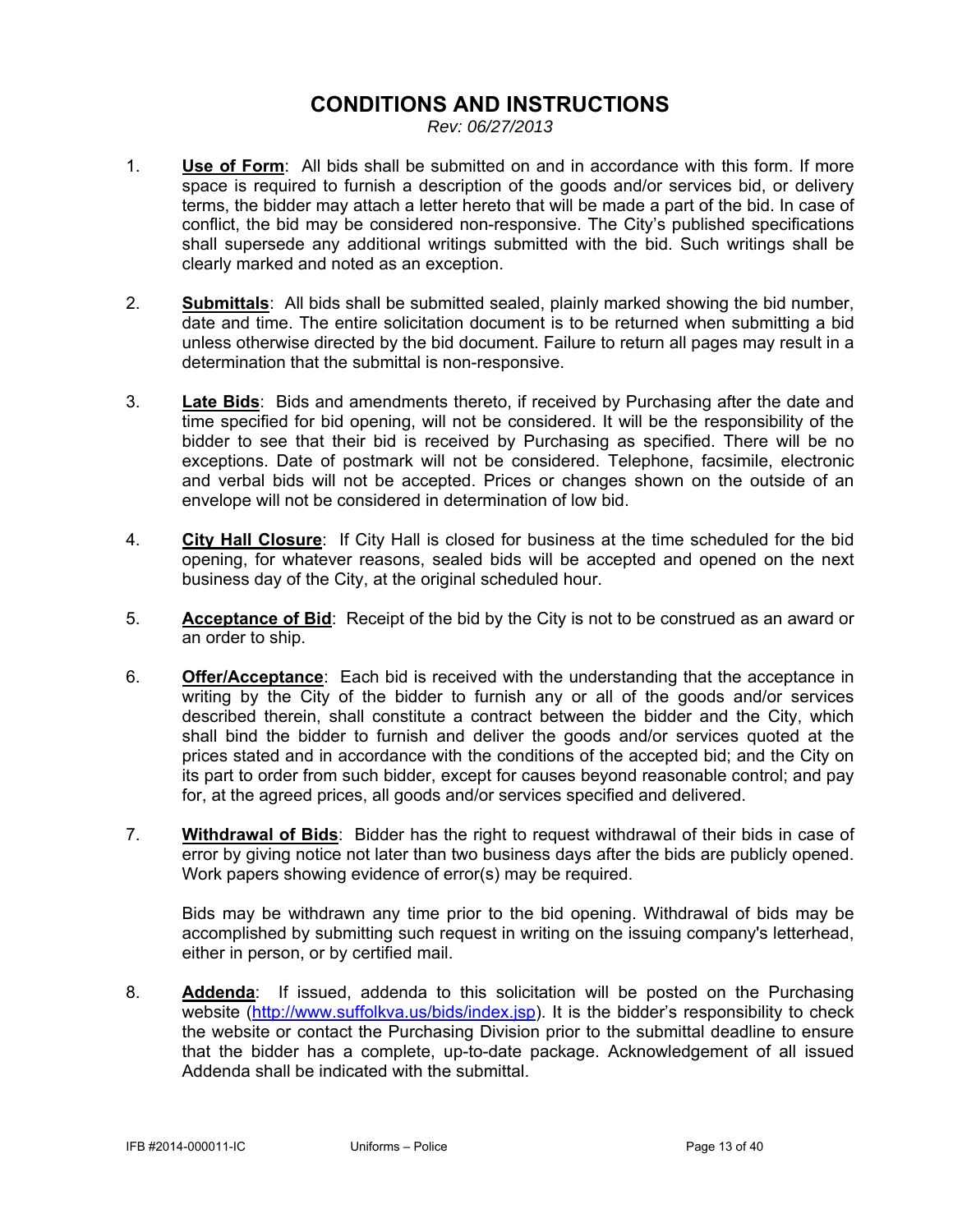# CONDITIONS AND INSTRUCTIONS

*Rev: 06/27/2013*

1. **Use of Form**: All bids shall be submitted on and in accordance with this form. If more space is required to furnish a description of the goods and/or services bid, or delivery terms, the bidder may attach a letter hereto that will be made a part of the bid. In case of conflict, the bid may be considered non-responsive. The City's published specifications shall supersede any additional writings submitted with the bid. Such writings shall be clearly marked and noted as an exception.

2. **Submittals**: All bids shall be submitted sealed, plainly marked showing the bid number, date and time. The entire solicitation document is to be returned when submitting a bid unless otherwise directed by the bid document. Failure to return all pages may result in a determination that the submittal is non-responsive.

3. **Late Bids**: Bids and amendments thereto, if received by Purchasing after the date and time specified for bid opening, will not be considered. It will be the responsibility of the bidder to see that their bid is received by Purchasing as specified. There will be no exceptions. Date of postmark will not be considered. Telephone, facsimile, electronic and verbal bids will not be accepted. Prices or changes shown on the outside of an envelope will not be considered in determination of low bid.

4. **City Hall Closure**: If City Hall is closed for business at the time scheduled for the bid opening, for whatever reasons, sealed bids will be accepted and opened on the next business day of the City, at the original scheduled hour.

5. **Acceptance of Bid**: Receipt of the bid by the City is not to be construed as an award or an order to ship.

6. **Offer/Acceptance**: Each bid is received with the understanding that the acceptance in writing by the City of the bidder to furnish any or all of the goods and/or services described therein, shall constitute a contract between the bidder and the City, which shall bind the bidder to furnish and deliver the goods and/or services quoted at the prices stated and in accordance with the conditions of the accepted bid; and the City on its part to order from such bidder, except for causes beyond reasonable control; and pay for, at the agreed prices, all goods and/or services specified and delivered.

7. **Withdrawal of Bids**: Bidder has the right to request withdrawal of their bids in case of error by giving notice not later than two business days after the bids are publicly opened. Work papers showing evidence of error(s) may be required.

   Bids may be withdrawn any time prior to the bid opening. Withdrawal of bids may be accomplished by submitting such request in writing on the issuing company's letterhead, either in person, or by certified mail.

8. **Addenda**: If issued, addenda to this solicitation will be posted on the Purchasing website (http://www.suffolkva.us/bids/index.jsp). It is the bidder's responsibility to check the website or contact the Purchasing Division prior to the submittal deadline to ensure that the bidder has a complete, up-to-date package. Acknowledgement of all issued Addenda shall be indicated with the submittal.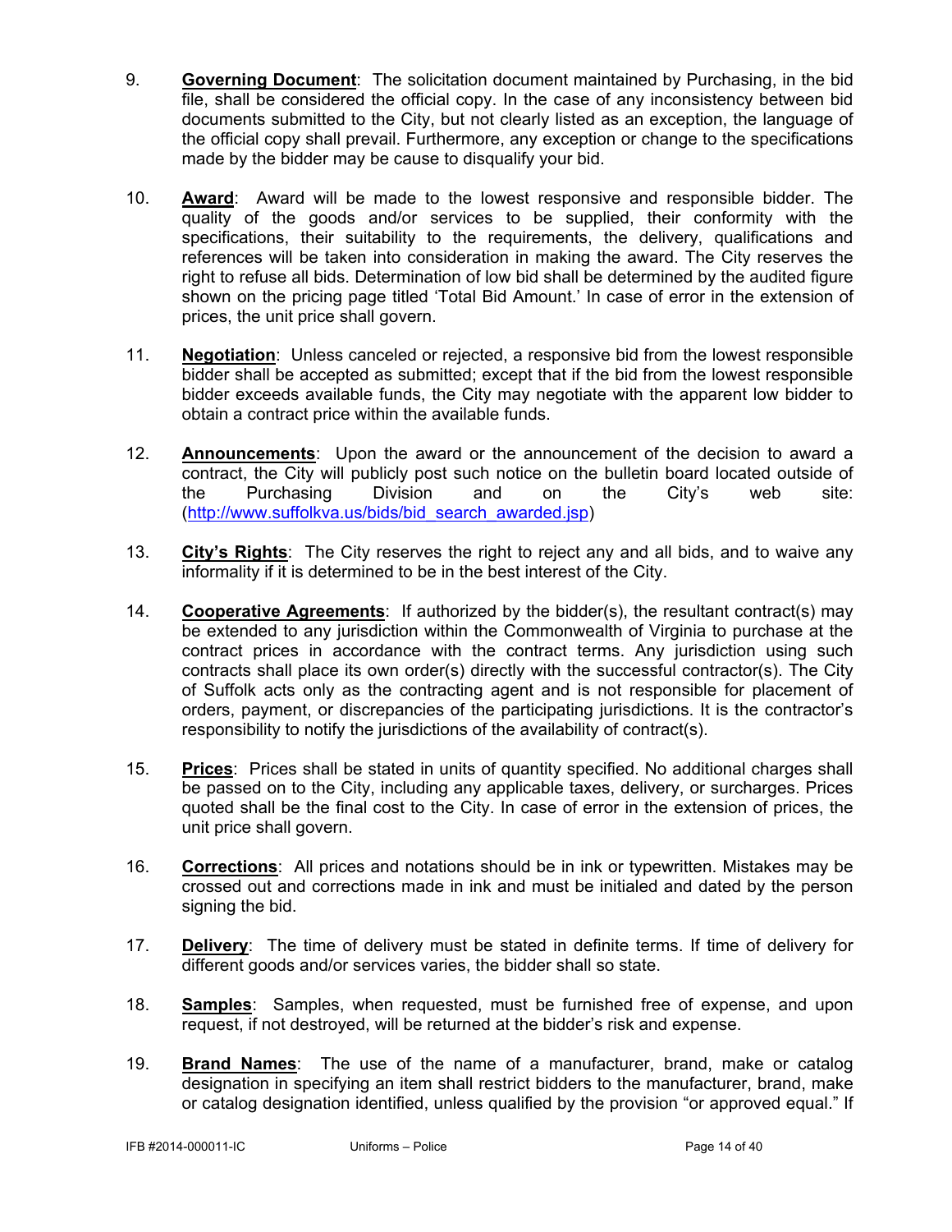9. **Governing Document**: The solicitation document maintained by Purchasing, in the bid file, shall be considered the official copy. In the case of any inconsistency between bid documents submitted to the City, but not clearly listed as an exception, the language of the official copy shall prevail. Furthermore, any exception or change to the specifications made by the bidder may be cause to disqualify your bid.

10. **Award**: Award will be made to the lowest responsive and responsible bidder. The quality of the goods and/or services to be supplied, their conformity with the specifications, their suitability to the requirements, the delivery, qualifications and references will be taken into consideration in making the award. The City reserves the right to refuse all bids. Determination of low bid shall be determined by the audited figure shown on the pricing page titled 'Total Bid Amount.' In case of error in the extension of prices, the unit price shall govern.

11. **Negotiation**: Unless canceled or rejected, a responsive bid from the lowest responsible bidder shall be accepted as submitted; except that if the bid from the lowest responsible bidder exceeds available funds, the City may negotiate with the apparent low bidder to obtain a contract price within the available funds.

12. **Announcements**: Upon the award or the announcement of the decision to award a contract, the City will publicly post such notice on the bulletin board located outside of the Purchasing Division and on the City's web site: (http://www.suffolkva.us/bids/bid_search_awarded.jsp)

13. **City's Rights**: The City reserves the right to reject any and all bids, and to waive any informality if it is determined to be in the best interest of the City.

14. **Cooperative Agreements**: If authorized by the bidder(s), the resultant contract(s) may be extended to any jurisdiction within the Commonwealth of Virginia to purchase at the contract prices in accordance with the contract terms. Any jurisdiction using such contracts shall place its own order(s) directly with the successful contractor(s). The City of Suffolk acts only as the contracting agent and is not responsible for placement of orders, payment, or discrepancies of the participating jurisdictions. It is the contractor's responsibility to notify the jurisdictions of the availability of contract(s).

15. **Prices**: Prices shall be stated in units of quantity specified. No additional charges shall be passed on to the City, including any applicable taxes, delivery, or surcharges. Prices quoted shall be the final cost to the City. In case of error in the extension of prices, the unit price shall govern.

16. **Corrections**: All prices and notations should be in ink or typewritten. Mistakes may be crossed out and corrections made in ink and must be initialed and dated by the person signing the bid.

17. **Delivery**: The time of delivery must be stated in definite terms. If time of delivery for different goods and/or services varies, the bidder shall so state.

18. **Samples**: Samples, when requested, must be furnished free of expense, and upon request, if not destroyed, will be returned at the bidder's risk and expense.

19. **Brand Names**: The use of the name of a manufacturer, brand, make or catalog designation in specifying an item shall restrict bidders to the manufacturer, brand, make or catalog designation identified, unless qualified by the provision "or approved equal." If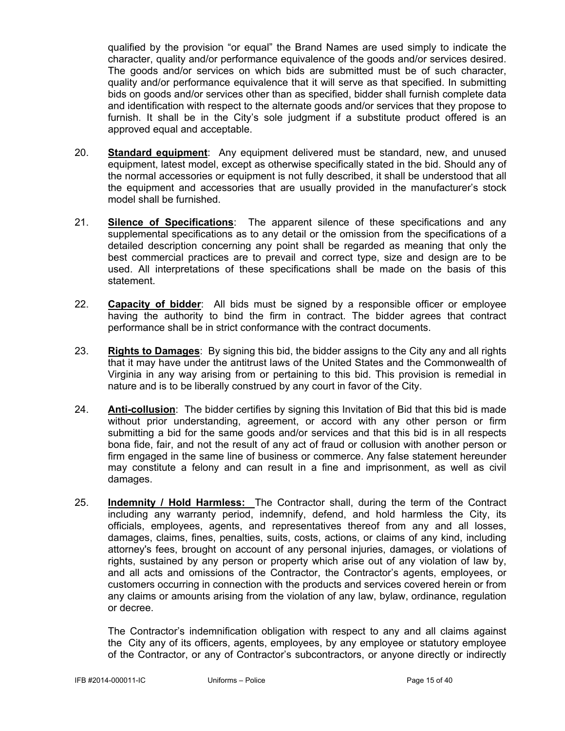qualified by the provision "or equal" the Brand Names are used simply to indicate the character, quality and/or performance equivalence of the goods and/or services desired. The goods and/or services on which bids are submitted must be of such character, quality and/or performance equivalence that it will serve as that specified. In submitting bids on goods and/or services other than as specified, bidder shall furnish complete data and identification with respect to the alternate goods and/or services that they propose to furnish. It shall be in the City's sole judgment if a substitute product offered is an approved equal and acceptable.

20. **Standard equipment**: Any equipment delivered must be standard, new, and unused equipment, latest model, except as otherwise specifically stated in the bid. Should any of the normal accessories or equipment is not fully described, it shall be understood that all the equipment and accessories that are usually provided in the manufacturer's stock model shall be furnished.

21. **Silence of Specifications**: The apparent silence of these specifications and any supplemental specifications as to any detail or the omission from the specifications of a detailed description concerning any point shall be regarded as meaning that only the best commercial practices are to prevail and correct type, size and design are to be used. All interpretations of these specifications shall be made on the basis of this statement.

22. **Capacity of bidder**: All bids must be signed by a responsible officer or employee having the authority to bind the firm in contract. The bidder agrees that contract performance shall be in strict conformance with the contract documents.

23. **Rights to Damages**: By signing this bid, the bidder assigns to the City any and all rights that it may have under the antitrust laws of the United States and the Commonwealth of Virginia in any way arising from or pertaining to this bid. This provision is remedial in nature and is to be liberally construed by any court in favor of the City.

24. **Anti-collusion**: The bidder certifies by signing this Invitation of Bid that this bid is made without prior understanding, agreement, or accord with any other person or firm submitting a bid for the same goods and/or services and that this bid is in all respects bona fide, fair, and not the result of any act of fraud or collusion with another person or firm engaged in the same line of business or commerce. Any false statement hereunder may constitute a felony and can result in a fine and imprisonment, as well as civil damages.

25. **Indemnity / Hold Harmless:** The Contractor shall, during the term of the Contract including any warranty period, indemnify, defend, and hold harmless the City, its officials, employees, agents, and representatives thereof from any and all losses, damages, claims, fines, penalties, suits, costs, actions, or claims of any kind, including attorney's fees, brought on account of any personal injuries, damages, or violations of rights, sustained by any person or property which arise out of any violation of law by, and all acts and omissions of the Contractor, the Contractor's agents, employees, or customers occurring in connection with the products and services covered herein or from any claims or amounts arising from the violation of any law, bylaw, ordinance, regulation or decree.

    The Contractor's indemnification obligation with respect to any and all claims against the City any of its officers, agents, employees, by any employee or statutory employee of the Contractor, or any of Contractor's subcontractors, or anyone directly or indirectly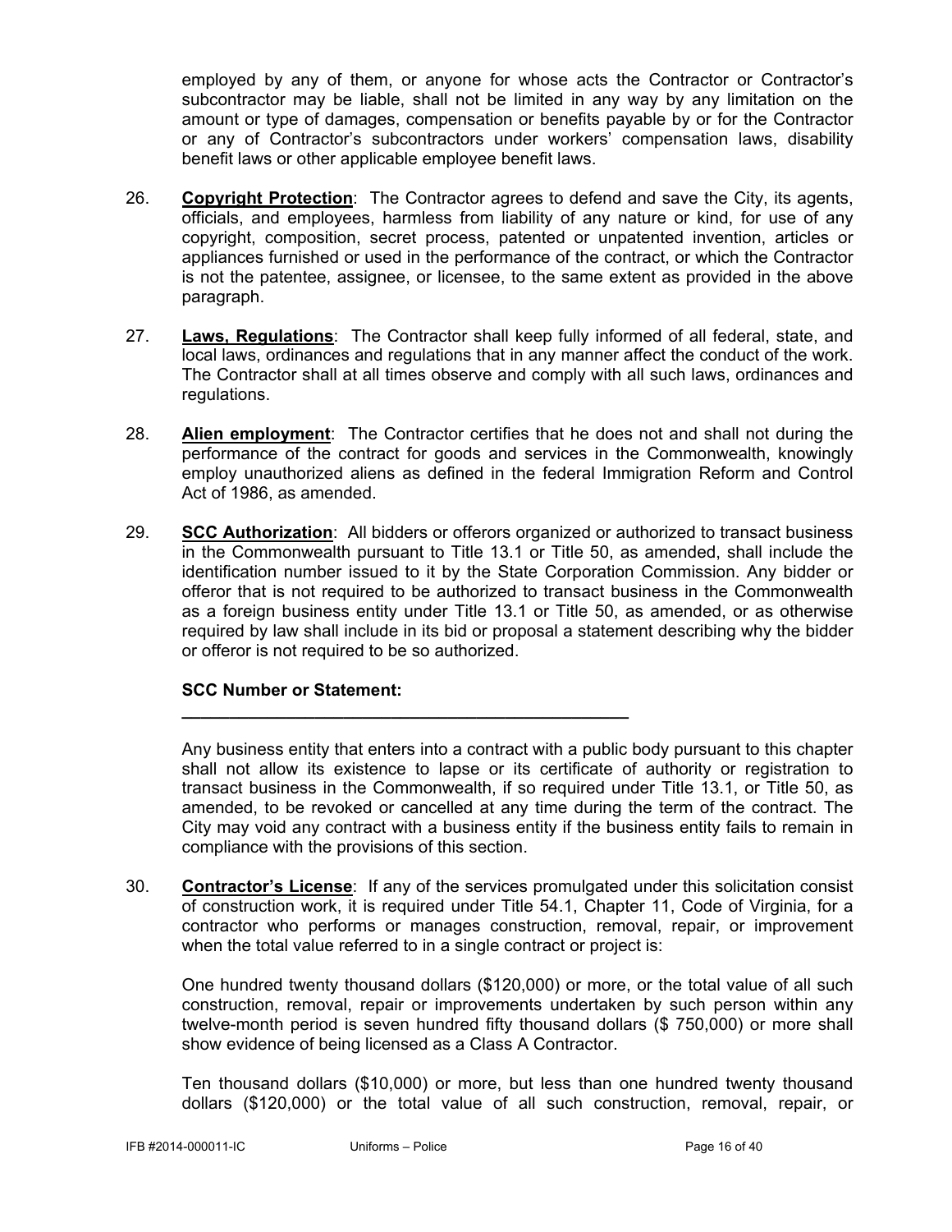employed by any of them, or anyone for whose acts the Contractor or Contractor's subcontractor may be liable, shall not be limited in any way by any limitation on the amount or type of damages, compensation or benefits payable by or for the Contractor or any of Contractor's subcontractors under workers' compensation laws, disability benefit laws or other applicable employee benefit laws.

26. **Copyright Protection**: The Contractor agrees to defend and save the City, its agents, officials, and employees, harmless from liability of any nature or kind, for use of any copyright, composition, secret process, patented or unpatented invention, articles or appliances furnished or used in the performance of the contract, or which the Contractor is not the patentee, assignee, or licensee, to the same extent as provided in the above paragraph.

27. **Laws, Regulations**: The Contractor shall keep fully informed of all federal, state, and local laws, ordinances and regulations that in any manner affect the conduct of the work. The Contractor shall at all times observe and comply with all such laws, ordinances and regulations.

28. **Alien employment**: The Contractor certifies that he does not and shall not during the performance of the contract for goods and services in the Commonwealth, knowingly employ unauthorized aliens as defined in the federal Immigration Reform and Control Act of 1986, as amended.

29. **SCC Authorization**: All bidders or offerors organized or authorized to transact business in the Commonwealth pursuant to Title 13.1 or Title 50, as amended, shall include the identification number issued to it by the State Corporation Commission. Any bidder or offeror that is not required to be authorized to transact business in the Commonwealth as a foreign business entity under Title 13.1 or Title 50, as amended, or as otherwise required by law shall include in its bid or proposal a statement describing why the bidder or offeror is not required to be so authorized.

    **SCC Number or Statement:**

    **_______________________________________________**

    Any business entity that enters into a contract with a public body pursuant to this chapter shall not allow its existence to lapse or its certificate of authority or registration to transact business in the Commonwealth, if so required under Title 13.1, or Title 50, as amended, to be revoked or cancelled at any time during the term of the contract. The City may void any contract with a business entity if the business entity fails to remain in compliance with the provisions of this section.

30. **Contractor's License**: If any of the services promulgated under this solicitation consist of construction work, it is required under Title 54.1, Chapter 11, Code of Virginia, for a contractor who performs or manages construction, removal, repair, or improvement when the total value referred to in a single contract or project is:

    One hundred twenty thousand dollars ($120,000) or more, or the total value of all such construction, removal, repair or improvements undertaken by such person within any twelve-month period is seven hundred fifty thousand dollars ($ 750,000) or more shall show evidence of being licensed as a Class A Contractor.

    Ten thousand dollars ($10,000) or more, but less than one hundred twenty thousand dollars ($120,000) or the total value of all such construction, removal, repair, or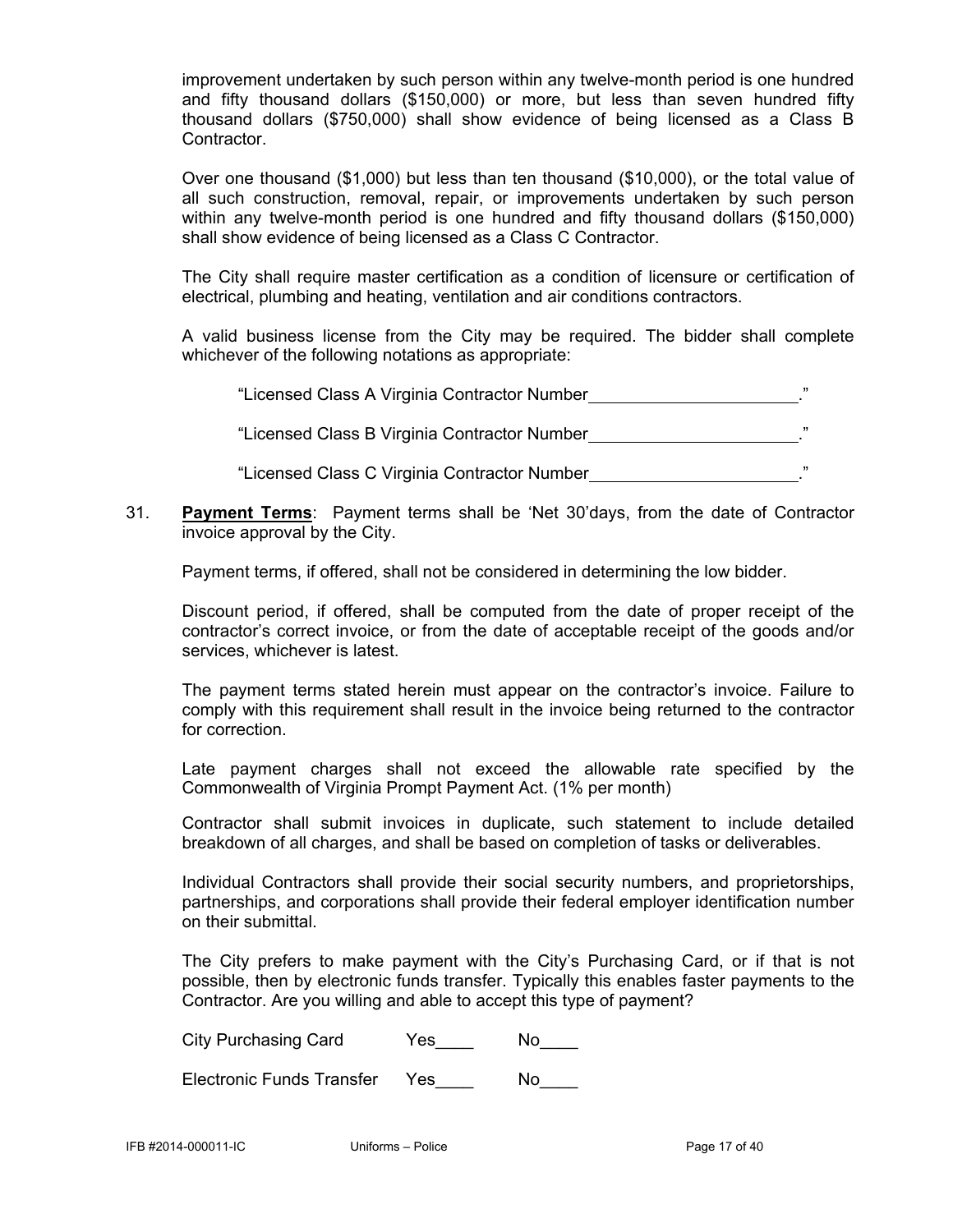improvement undertaken by such person within any twelve-month period is one hundred and fifty thousand dollars ($150,000) or more, but less than seven hundred fifty thousand dollars ($750,000) shall show evidence of being licensed as a Class B Contractor.

Over one thousand ($1,000) but less than ten thousand ($10,000), or the total value of all such construction, removal, repair, or improvements undertaken by such person within any twelve-month period is one hundred and fifty thousand dollars ($150,000) shall show evidence of being licensed as a Class C Contractor.

The City shall require master certification as a condition of licensure or certification of electrical, plumbing and heating, ventilation and air conditions contractors.

A valid business license from the City may be required. The bidder shall complete whichever of the following notations as appropriate:

"Licensed Class A Virginia Contractor Number______________________."

"Licensed Class B Virginia Contractor Number______________________."

"Licensed Class C Virginia Contractor Number______________________."

31. **Payment Terms**: Payment terms shall be 'Net 30'days, from the date of Contractor invoice approval by the City.

Payment terms, if offered, shall not be considered in determining the low bidder.

Discount period, if offered, shall be computed from the date of proper receipt of the contractor's correct invoice, or from the date of acceptable receipt of the goods and/or services, whichever is latest.

The payment terms stated herein must appear on the contractor's invoice. Failure to comply with this requirement shall result in the invoice being returned to the contractor for correction.

Late payment charges shall not exceed the allowable rate specified by the Commonwealth of Virginia Prompt Payment Act. (1% per month)

Contractor shall submit invoices in duplicate, such statement to include detailed breakdown of all charges, and shall be based on completion of tasks or deliverables.

Individual Contractors shall provide their social security numbers, and proprietorships, partnerships, and corporations shall provide their federal employer identification number on their submittal.

The City prefers to make payment with the City's Purchasing Card, or if that is not possible, then by electronic funds transfer. Typically this enables faster payments to the Contractor. Are you willing and able to accept this type of payment?

City Purchasing Card Yes____ No____

Electronic Funds Transfer Yes____ No____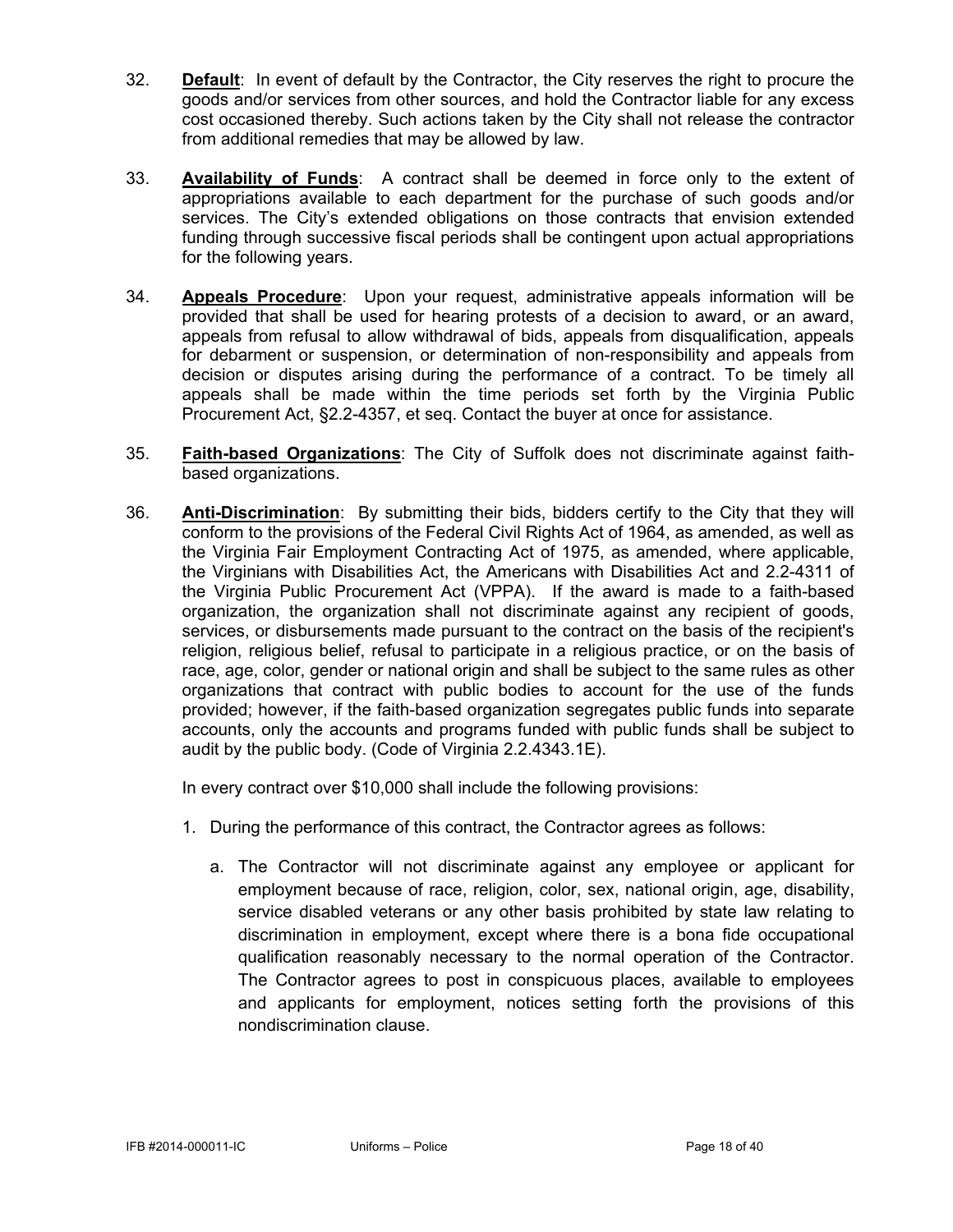32. **Default**: In event of default by the Contractor, the City reserves the right to procure the goods and/or services from other sources, and hold the Contractor liable for any excess cost occasioned thereby. Such actions taken by the City shall not release the contractor from additional remedies that may be allowed by law.

33. **Availability of Funds**: A contract shall be deemed in force only to the extent of appropriations available to each department for the purchase of such goods and/or services. The City's extended obligations on those contracts that envision extended funding through successive fiscal periods shall be contingent upon actual appropriations for the following years.

34. **Appeals Procedure**: Upon your request, administrative appeals information will be provided that shall be used for hearing protests of a decision to award, or an award, appeals from refusal to allow withdrawal of bids, appeals from disqualification, appeals for debarment or suspension, or determination of non-responsibility and appeals from decision or disputes arising during the performance of a contract. To be timely all appeals shall be made within the time periods set forth by the Virginia Public Procurement Act, §2.2-4357, et seq. Contact the buyer at once for assistance.

35. **Faith-based Organizations**: The City of Suffolk does not discriminate against faith-based organizations.

36. **Anti-Discrimination**: By submitting their bids, bidders certify to the City that they will conform to the provisions of the Federal Civil Rights Act of 1964, as amended, as well as the Virginia Fair Employment Contracting Act of 1975, as amended, where applicable, the Virginians with Disabilities Act, the Americans with Disabilities Act and 2.2-4311 of the Virginia Public Procurement Act (VPPA). If the award is made to a faith-based organization, the organization shall not discriminate against any recipient of goods, services, or disbursements made pursuant to the contract on the basis of the recipient's religion, religious belief, refusal to participate in a religious practice, or on the basis of race, age, color, gender or national origin and shall be subject to the same rules as other organizations that contract with public bodies to account for the use of the funds provided; however, if the faith-based organization segregates public funds into separate accounts, only the accounts and programs funded with public funds shall be subject to audit by the public body. (Code of Virginia 2.2.4343.1E).

    In every contract over $10,000 shall include the following provisions:

    1. During the performance of this contract, the Contractor agrees as follows:

        a. The Contractor will not discriminate against any employee or applicant for employment because of race, religion, color, sex, national origin, age, disability, service disabled veterans or any other basis prohibited by state law relating to discrimination in employment, except where there is a bona fide occupational qualification reasonably necessary to the normal operation of the Contractor. The Contractor agrees to post in conspicuous places, available to employees and applicants for employment, notices setting forth the provisions of this nondiscrimination clause.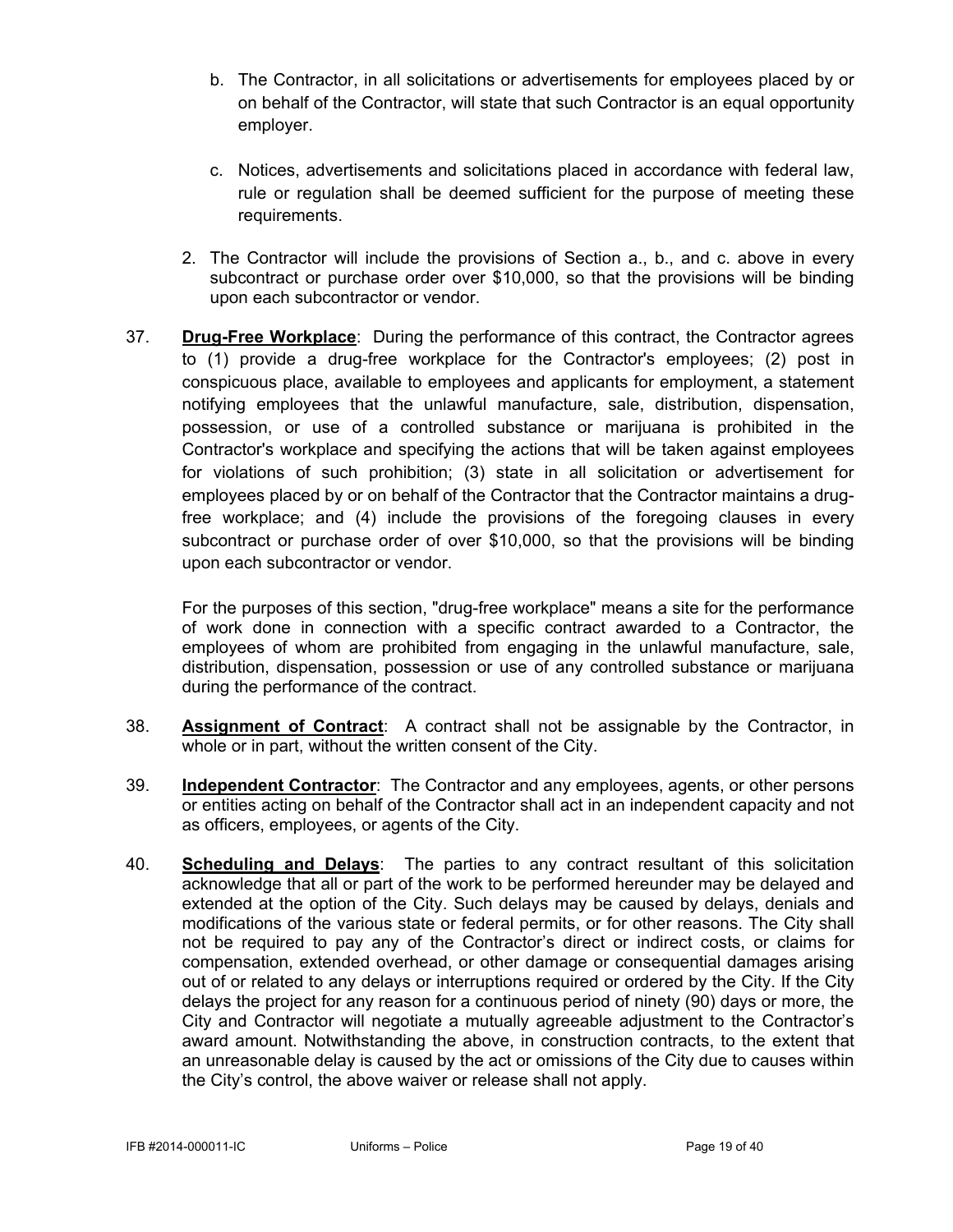b. The Contractor, in all solicitations or advertisements for employees placed by or on behalf of the Contractor, will state that such Contractor is an equal opportunity employer.

c. Notices, advertisements and solicitations placed in accordance with federal law, rule or regulation shall be deemed sufficient for the purpose of meeting these requirements.

2. The Contractor will include the provisions of Section a., b., and c. above in every subcontract or purchase order over $10,000, so that the provisions will be binding upon each subcontractor or vendor.

37. **Drug-Free Workplace**: During the performance of this contract, the Contractor agrees to (1) provide a drug-free workplace for the Contractor's employees; (2) post in conspicuous place, available to employees and applicants for employment, a statement notifying employees that the unlawful manufacture, sale, distribution, dispensation, possession, or use of a controlled substance or marijuana is prohibited in the Contractor's workplace and specifying the actions that will be taken against employees for violations of such prohibition; (3) state in all solicitation or advertisement for employees placed by or on behalf of the Contractor that the Contractor maintains a drug-free workplace; and (4) include the provisions of the foregoing clauses in every subcontract or purchase order of over $10,000, so that the provisions will be binding upon each subcontractor or vendor.

    For the purposes of this section, "drug-free workplace" means a site for the performance of work done in connection with a specific contract awarded to a Contractor, the employees of whom are prohibited from engaging in the unlawful manufacture, sale, distribution, dispensation, possession or use of any controlled substance or marijuana during the performance of the contract.

38. **Assignment of Contract**: A contract shall not be assignable by the Contractor, in whole or in part, without the written consent of the City.

39. **Independent Contractor**: The Contractor and any employees, agents, or other persons or entities acting on behalf of the Contractor shall act in an independent capacity and not as officers, employees, or agents of the City.

40. **Scheduling and Delays**: The parties to any contract resultant of this solicitation acknowledge that all or part of the work to be performed hereunder may be delayed and extended at the option of the City. Such delays may be caused by delays, denials and modifications of the various state or federal permits, or for other reasons. The City shall not be required to pay any of the Contractor's direct or indirect costs, or claims for compensation, extended overhead, or other damage or consequential damages arising out of or related to any delays or interruptions required or ordered by the City. If the City delays the project for any reason for a continuous period of ninety (90) days or more, the City and Contractor will negotiate a mutually agreeable adjustment to the Contractor's award amount. Notwithstanding the above, in construction contracts, to the extent that an unreasonable delay is caused by the act or omissions of the City due to causes within the City's control, the above waiver or release shall not apply.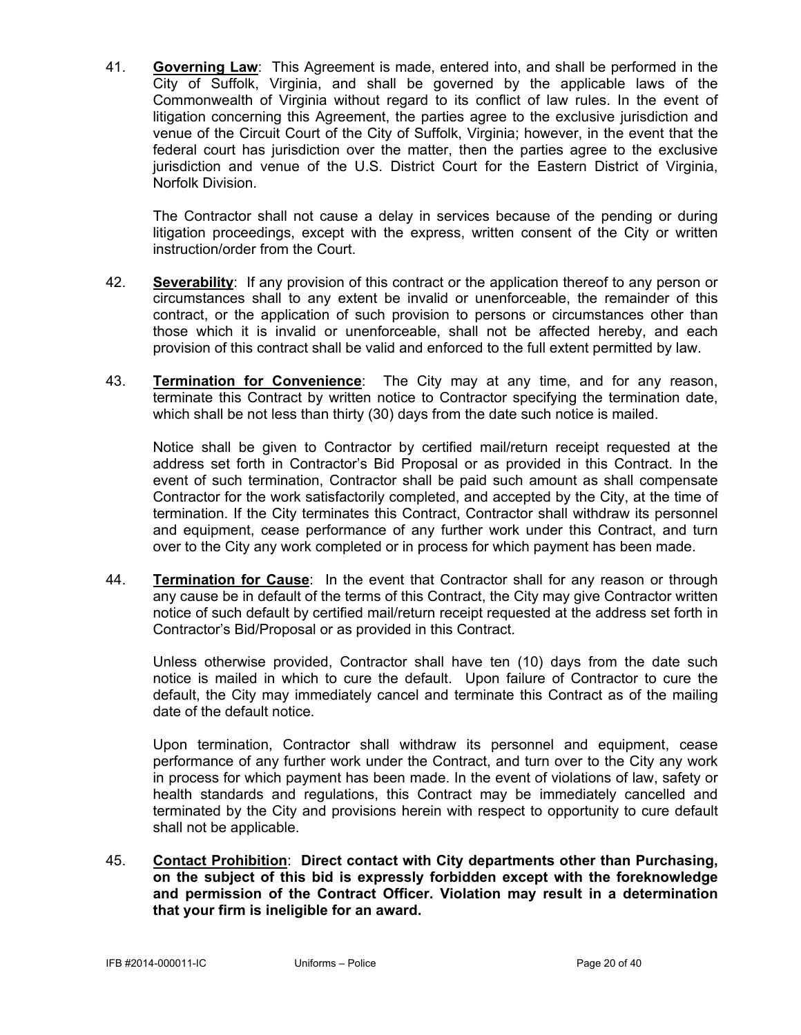41. **<u>Governing Law</u>**: This Agreement is made, entered into, and shall be performed in the City of Suffolk, Virginia, and shall be governed by the applicable laws of the Commonwealth of Virginia without regard to its conflict of law rules. In the event of litigation concerning this Agreement, the parties agree to the exclusive jurisdiction and venue of the Circuit Court of the City of Suffolk, Virginia; however, in the event that the federal court has jurisdiction over the matter, then the parties agree to the exclusive jurisdiction and venue of the U.S. District Court for the Eastern District of Virginia, Norfolk Division.

    The Contractor shall not cause a delay in services because of the pending or during litigation proceedings, except with the express, written consent of the City or written instruction/order from the Court.

42. **<u>Severability</u>**: If any provision of this contract or the application thereof to any person or circumstances shall to any extent be invalid or unenforceable, the remainder of this contract, or the application of such provision to persons or circumstances other than those which it is invalid or unenforceable, shall not be affected hereby, and each provision of this contract shall be valid and enforced to the full extent permitted by law.

43. **<u>Termination for Convenience</u>**: The City may at any time, and for any reason, terminate this Contract by written notice to Contractor specifying the termination date, which shall be not less than thirty (30) days from the date such notice is mailed.

    Notice shall be given to Contractor by certified mail/return receipt requested at the address set forth in Contractor's Bid Proposal or as provided in this Contract. In the event of such termination, Contractor shall be paid such amount as shall compensate Contractor for the work satisfactorily completed, and accepted by the City, at the time of termination. If the City terminates this Contract, Contractor shall withdraw its personnel and equipment, cease performance of any further work under this Contract, and turn over to the City any work completed or in process for which payment has been made.

44. **<u>Termination for Cause</u>**: In the event that Contractor shall for any reason or through any cause be in default of the terms of this Contract, the City may give Contractor written notice of such default by certified mail/return receipt requested at the address set forth in Contractor's Bid/Proposal or as provided in this Contract.

    Unless otherwise provided, Contractor shall have ten (10) days from the date such notice is mailed in which to cure the default. Upon failure of Contractor to cure the default, the City may immediately cancel and terminate this Contract as of the mailing date of the default notice.

    Upon termination, Contractor shall withdraw its personnel and equipment, cease performance of any further work under the Contract, and turn over to the City any work in process for which payment has been made. In the event of violations of law, safety or health standards and regulations, this Contract may be immediately cancelled and terminated by the City and provisions herein with respect to opportunity to cure default shall not be applicable.

45. **<u>Contact Prohibition</u>**: **Direct contact with City departments other than Purchasing, on the subject of this bid is expressly forbidden except with the foreknowledge and permission of the Contract Officer. Violation may result in a determination that your firm is ineligible for an award.**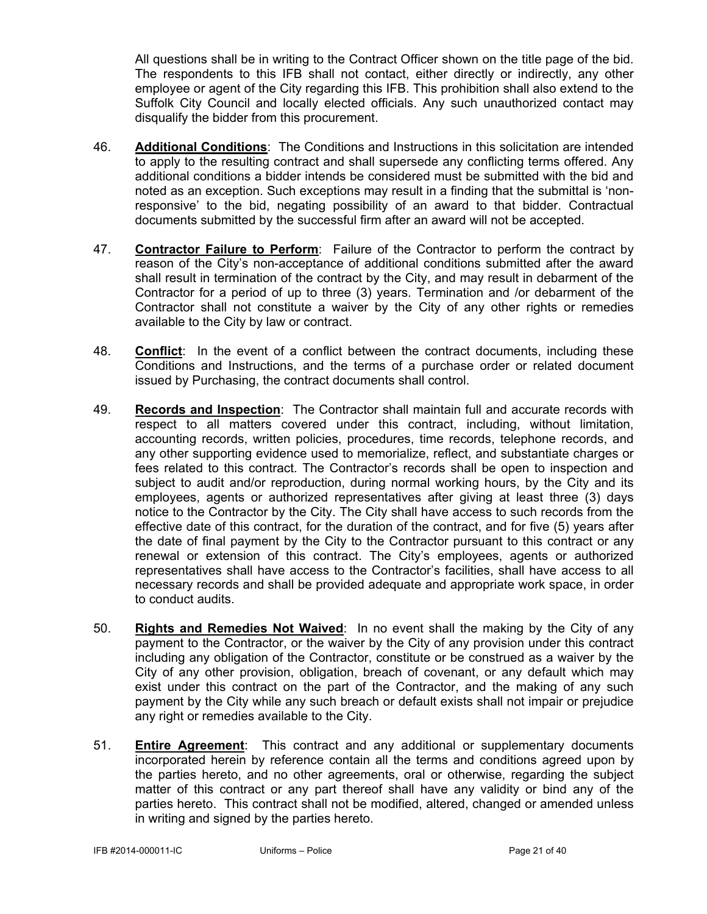All questions shall be in writing to the Contract Officer shown on the title page of the bid. The respondents to this IFB shall not contact, either directly or indirectly, any other employee or agent of the City regarding this IFB. This prohibition shall also extend to the Suffolk City Council and locally elected officials. Any such unauthorized contact may disqualify the bidder from this procurement.

46. **Additional Conditions**: The Conditions and Instructions in this solicitation are intended to apply to the resulting contract and shall supersede any conflicting terms offered. Any additional conditions a bidder intends be considered must be submitted with the bid and noted as an exception. Such exceptions may result in a finding that the submittal is 'non-responsive' to the bid, negating possibility of an award to that bidder. Contractual documents submitted by the successful firm after an award will not be accepted.

47. **Contractor Failure to Perform**: Failure of the Contractor to perform the contract by reason of the City's non-acceptance of additional conditions submitted after the award shall result in termination of the contract by the City, and may result in debarment of the Contractor for a period of up to three (3) years. Termination and /or debarment of the Contractor shall not constitute a waiver by the City of any other rights or remedies available to the City by law or contract.

48. **Conflict**: In the event of a conflict between the contract documents, including these Conditions and Instructions, and the terms of a purchase order or related document issued by Purchasing, the contract documents shall control.

49. **Records and Inspection**: The Contractor shall maintain full and accurate records with respect to all matters covered under this contract, including, without limitation, accounting records, written policies, procedures, time records, telephone records, and any other supporting evidence used to memorialize, reflect, and substantiate charges or fees related to this contract. The Contractor's records shall be open to inspection and subject to audit and/or reproduction, during normal working hours, by the City and its employees, agents or authorized representatives after giving at least three (3) days notice to the Contractor by the City. The City shall have access to such records from the effective date of this contract, for the duration of the contract, and for five (5) years after the date of final payment by the City to the Contractor pursuant to this contract or any renewal or extension of this contract. The City's employees, agents or authorized representatives shall have access to the Contractor's facilities, shall have access to all necessary records and shall be provided adequate and appropriate work space, in order to conduct audits.

50. **Rights and Remedies Not Waived**: In no event shall the making by the City of any payment to the Contractor, or the waiver by the City of any provision under this contract including any obligation of the Contractor, constitute or be construed as a waiver by the City of any other provision, obligation, breach of covenant, or any default which may exist under this contract on the part of the Contractor, and the making of any such payment by the City while any such breach or default exists shall not impair or prejudice any right or remedies available to the City.

51. **Entire Agreement**: This contract and any additional or supplementary documents incorporated herein by reference contain all the terms and conditions agreed upon by the parties hereto, and no other agreements, oral or otherwise, regarding the subject matter of this contract or any part thereof shall have any validity or bind any of the parties hereto. This contract shall not be modified, altered, changed or amended unless in writing and signed by the parties hereto.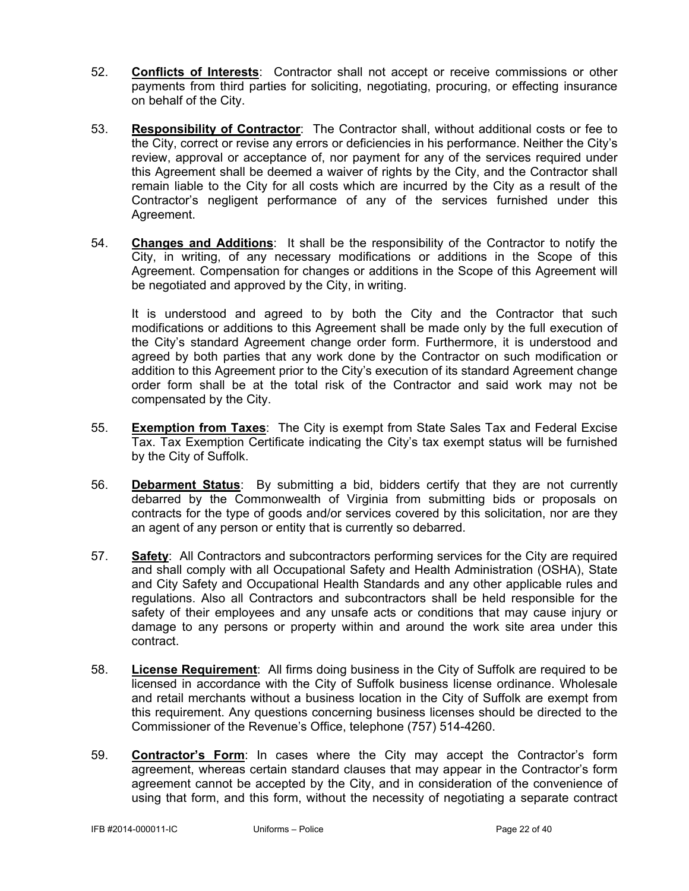52. **Conflicts of Interests**: Contractor shall not accept or receive commissions or other payments from third parties for soliciting, negotiating, procuring, or effecting insurance on behalf of the City.

53. **Responsibility of Contractor**: The Contractor shall, without additional costs or fee to the City, correct or revise any errors or deficiencies in his performance. Neither the City's review, approval or acceptance of, nor payment for any of the services required under this Agreement shall be deemed a waiver of rights by the City, and the Contractor shall remain liable to the City for all costs which are incurred by the City as a result of the Contractor's negligent performance of any of the services furnished under this Agreement.

54. **Changes and Additions**: It shall be the responsibility of the Contractor to notify the City, in writing, of any necessary modifications or additions in the Scope of this Agreement. Compensation for changes or additions in the Scope of this Agreement will be negotiated and approved by the City, in writing.

    It is understood and agreed to by both the City and the Contractor that such modifications or additions to this Agreement shall be made only by the full execution of the City's standard Agreement change order form. Furthermore, it is understood and agreed by both parties that any work done by the Contractor on such modification or addition to this Agreement prior to the City's execution of its standard Agreement change order form shall be at the total risk of the Contractor and said work may not be compensated by the City.

55. **Exemption from Taxes**: The City is exempt from State Sales Tax and Federal Excise Tax. Tax Exemption Certificate indicating the City's tax exempt status will be furnished by the City of Suffolk.

56. **Debarment Status**: By submitting a bid, bidders certify that they are not currently debarred by the Commonwealth of Virginia from submitting bids or proposals on contracts for the type of goods and/or services covered by this solicitation, nor are they an agent of any person or entity that is currently so debarred.

57. **Safety**: All Contractors and subcontractors performing services for the City are required and shall comply with all Occupational Safety and Health Administration (OSHA), State and City Safety and Occupational Health Standards and any other applicable rules and regulations. Also all Contractors and subcontractors shall be held responsible for the safety of their employees and any unsafe acts or conditions that may cause injury or damage to any persons or property within and around the work site area under this contract.

58. **License Requirement**: All firms doing business in the City of Suffolk are required to be licensed in accordance with the City of Suffolk business license ordinance. Wholesale and retail merchants without a business location in the City of Suffolk are exempt from this requirement. Any questions concerning business licenses should be directed to the Commissioner of the Revenue's Office, telephone (757) 514-4260.

59. **Contractor's Form**: In cases where the City may accept the Contractor's form agreement, whereas certain standard clauses that may appear in the Contractor's form agreement cannot be accepted by the City, and in consideration of the convenience of using that form, and this form, without the necessity of negotiating a separate contract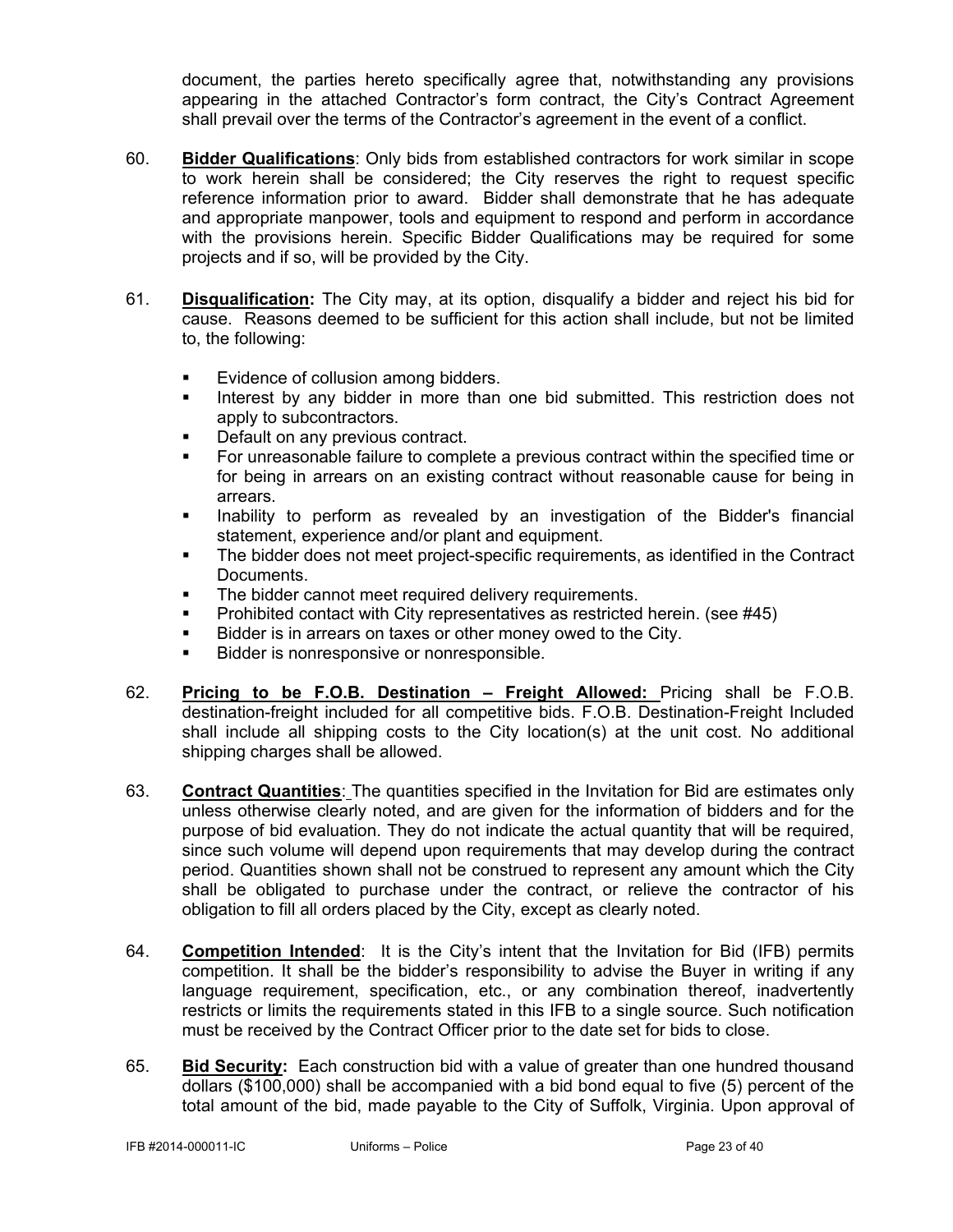document, the parties hereto specifically agree that, notwithstanding any provisions appearing in the attached Contractor's form contract, the City's Contract Agreement shall prevail over the terms of the Contractor's agreement in the event of a conflict.

60. **Bidder Qualifications**: Only bids from established contractors for work similar in scope to work herein shall be considered; the City reserves the right to request specific reference information prior to award. Bidder shall demonstrate that he has adequate and appropriate manpower, tools and equipment to respond and perform in accordance with the provisions herein. Specific Bidder Qualifications may be required for some projects and if so, will be provided by the City.

61. **Disqualification:** The City may, at its option, disqualify a bidder and reject his bid for cause. Reasons deemed to be sufficient for this action shall include, but not be limited to, the following:

   - Evidence of collusion among bidders.
   - Interest by any bidder in more than one bid submitted. This restriction does not apply to subcontractors.
   - Default on any previous contract.
   - For unreasonable failure to complete a previous contract within the specified time or for being in arrears on an existing contract without reasonable cause for being in arrears.
   - Inability to perform as revealed by an investigation of the Bidder's financial statement, experience and/or plant and equipment.
   - The bidder does not meet project-specific requirements, as identified in the Contract Documents.
   - The bidder cannot meet required delivery requirements.
   - Prohibited contact with City representatives as restricted herein. (see #45)
   - Bidder is in arrears on taxes or other money owed to the City.
   - Bidder is nonresponsive or nonresponsible.

62. **Pricing to be F.O.B. Destination – Freight Allowed:** Pricing shall be F.O.B. destination-freight included for all competitive bids. F.O.B. Destination-Freight Included shall include all shipping costs to the City location(s) at the unit cost. No additional shipping charges shall be allowed.

63. **Contract Quantities**: The quantities specified in the Invitation for Bid are estimates only unless otherwise clearly noted, and are given for the information of bidders and for the purpose of bid evaluation. They do not indicate the actual quantity that will be required, since such volume will depend upon requirements that may develop during the contract period. Quantities shown shall not be construed to represent any amount which the City shall be obligated to purchase under the contract, or relieve the contractor of his obligation to fill all orders placed by the City, except as clearly noted.

64. **Competition Intended**: It is the City's intent that the Invitation for Bid (IFB) permits competition. It shall be the bidder's responsibility to advise the Buyer in writing if any language requirement, specification, etc., or any combination thereof, inadvertently restricts or limits the requirements stated in this IFB to a single source. Such notification must be received by the Contract Officer prior to the date set for bids to close.

65. **Bid Security:** Each construction bid with a value of greater than one hundred thousand dollars ($100,000) shall be accompanied with a bid bond equal to five (5) percent of the total amount of the bid, made payable to the City of Suffolk, Virginia. Upon approval of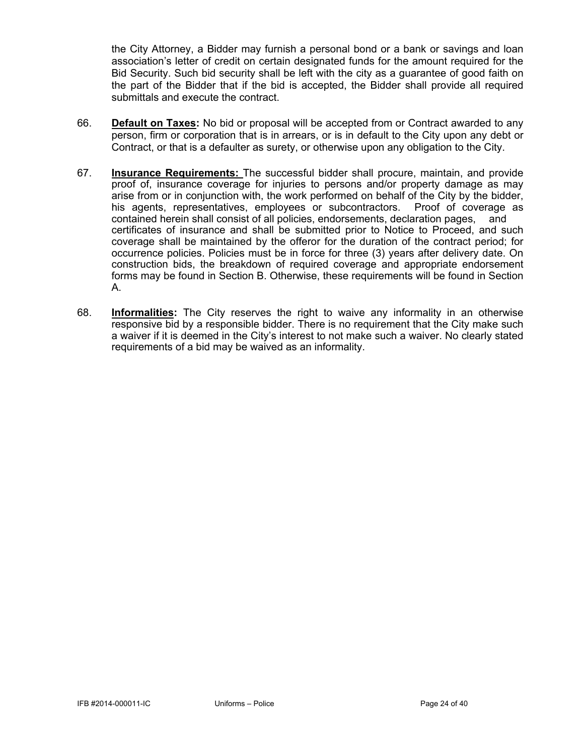the City Attorney, a Bidder may furnish a personal bond or a bank or savings and loan association's letter of credit on certain designated funds for the amount required for the Bid Security. Such bid security shall be left with the city as a guarantee of good faith on the part of the Bidder that if the bid is accepted, the Bidder shall provide all required submittals and execute the contract.

66. **Default on Taxes:** No bid or proposal will be accepted from or Contract awarded to any person, firm or corporation that is in arrears, or is in default to the City upon any debt or Contract, or that is a defaulter as surety, or otherwise upon any obligation to the City.

67. **Insurance Requirements:** The successful bidder shall procure, maintain, and provide proof of, insurance coverage for injuries to persons and/or property damage as may arise from or in conjunction with, the work performed on behalf of the City by the bidder, his agents, representatives, employees or subcontractors. Proof of coverage as contained herein shall consist of all policies, endorsements, declaration pages, and certificates of insurance and shall be submitted prior to Notice to Proceed, and such coverage shall be maintained by the offeror for the duration of the contract period; for occurrence policies. Policies must be in force for three (3) years after delivery date. On construction bids, the breakdown of required coverage and appropriate endorsement forms may be found in Section B. Otherwise, these requirements will be found in Section A.

68. **Informalities:** The City reserves the right to waive any informality in an otherwise responsive bid by a responsible bidder. There is no requirement that the City make such a waiver if it is deemed in the City's interest to not make such a waiver. No clearly stated requirements of a bid may be waived as an informality.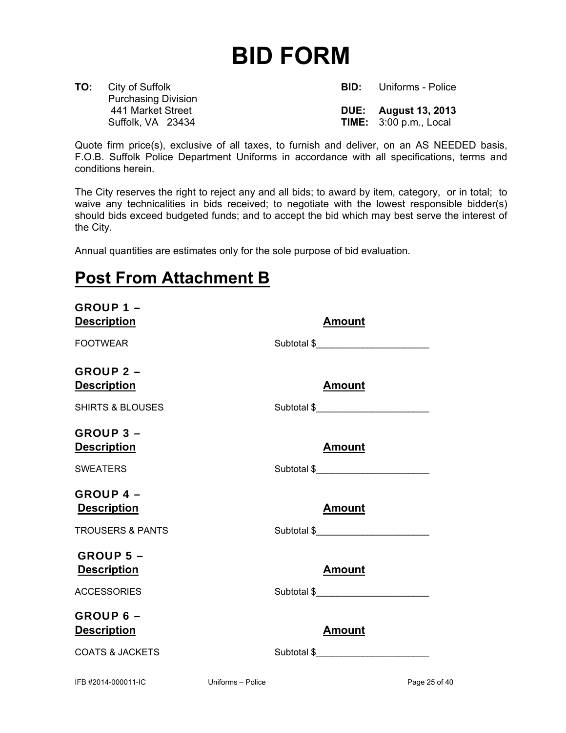# BID FORM

**TO:** City of Suffolk
Purchasing Division
441 Market Street
Suffolk, VA 23434

**BID:** Uniforms - Police

**DUE:** **August 13, 2013**
**TIME:** 3:00 p.m., Local

Quote firm price(s), exclusive of all taxes, to furnish and deliver, on an AS NEEDED basis, F.O.B. Suffolk Police Department Uniforms in accordance with all specifications, terms and conditions herein.

The City reserves the right to reject any and all bids; to award by item, category, or in total; to waive any technicalities in bids received; to negotiate with the lowest responsible bidder(s) should bids exceed budgeted funds; and to accept the bid which may best serve the interest of the City.

Annual quantities are estimates only for the sole purpose of bid evaluation.

## Post From Attachment B

**GROUP 1 –**

| Description | Amount |
|---|---|
| FOOTWEAR | Subtotal $_____________________ |

**GROUP 2 –**

| Description | Amount |
|---|---|
| SHIRTS & BLOUSES | Subtotal $_____________________ |

**GROUP 3 –**

| Description | Amount |
|---|---|
| SWEATERS | Subtotal $_____________________ |

**GROUP 4 –**

| Description | Amount |
|---|---|
| TROUSERS & PANTS | Subtotal $_____________________ |

**GROUP 5 –**

| Description | Amount |
|---|---|
| ACCESSORIES | Subtotal $_____________________ |

**GROUP 6 –**

| Description | Amount |
|---|---|
| COATS & JACKETS | Subtotal $_____________________ |

IFB #2014-000011-IC Uniforms – Police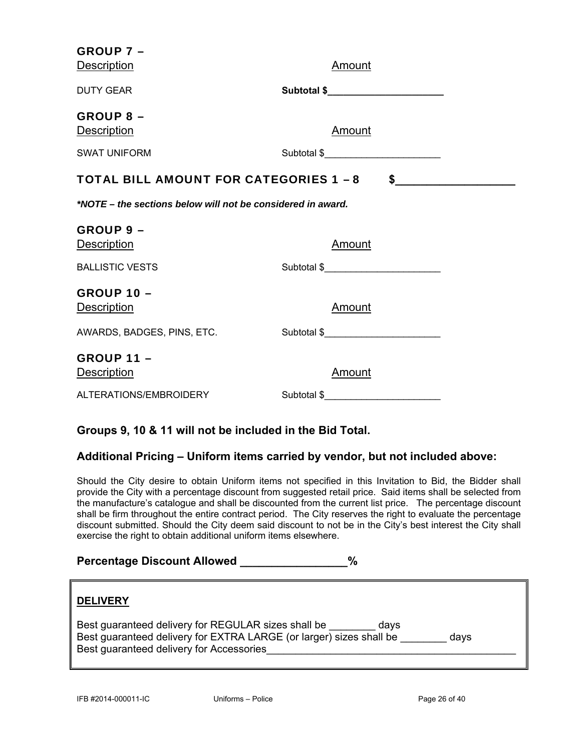## GROUP 7 –

| Description | Amount |
| --- | --- |
| DUTY GEAR | **Subtotal $\_\_\_\_\_\_\_\_\_\_\_\_\_\_\_\_\_\_\_\_** |

## GROUP 8 –

| Description | Amount |
| --- | --- |
| SWAT UNIFORM | Subtotal $\_\_\_\_\_\_\_\_\_\_\_\_\_\_\_\_\_\_\_\_ |

## TOTAL BILL AMOUNT FOR CATEGORIES 1 – 8 $\_\_\_\_\_\_\_\_\_\_\_\_\_\_\_\_\_\_

***NOTE – the sections below will not be considered in award.***

## GROUP 9 –

| Description | Amount |
| --- | --- |
| BALLISTIC VESTS | Subtotal $\_\_\_\_\_\_\_\_\_\_\_\_\_\_\_\_\_\_\_\_ |

## GROUP 10 –

| Description | Amount |
| --- | --- |
| AWARDS, BADGES, PINS, ETC. | Subtotal $\_\_\_\_\_\_\_\_\_\_\_\_\_\_\_\_\_\_\_\_ |

## GROUP 11 –

| Description | Amount |
| --- | --- |
| ALTERATIONS/EMBROIDERY | Subtotal $\_\_\_\_\_\_\_\_\_\_\_\_\_\_\_\_\_\_\_\_ |

**Groups 9, 10 & 11 will not be included in the Bid Total.**

### Additional Pricing – Uniform items carried by vendor, but not included above:

Should the City desire to obtain Uniform items not specified in this Invitation to Bid, the Bidder shall provide the City with a percentage discount from suggested retail price. Said items shall be selected from the manufacture's catalogue and shall be discounted from the current list price. The percentage discount shall be firm throughout the entire contract period. The City reserves the right to evaluate the percentage discount submitted. Should the City deem said discount to not be in the City's best interest the City shall exercise the right to obtain additional uniform items elsewhere.

**Percentage Discount Allowed \_\_\_\_\_\_\_\_\_\_\_\_\_\_\_\_%**

**DELIVERY**

Best guaranteed delivery for REGULAR sizes shall be \_\_\_\_\_\_\_\_ days
Best guaranteed delivery for EXTRA LARGE (or larger) sizes shall be \_\_\_\_\_\_\_\_ days
Best guaranteed delivery for Accessories\_\_\_\_\_\_\_\_\_\_\_\_\_\_\_\_\_\_\_\_\_\_\_\_\_\_\_\_\_\_\_\_\_\_\_\_\_\_\_\_\_\_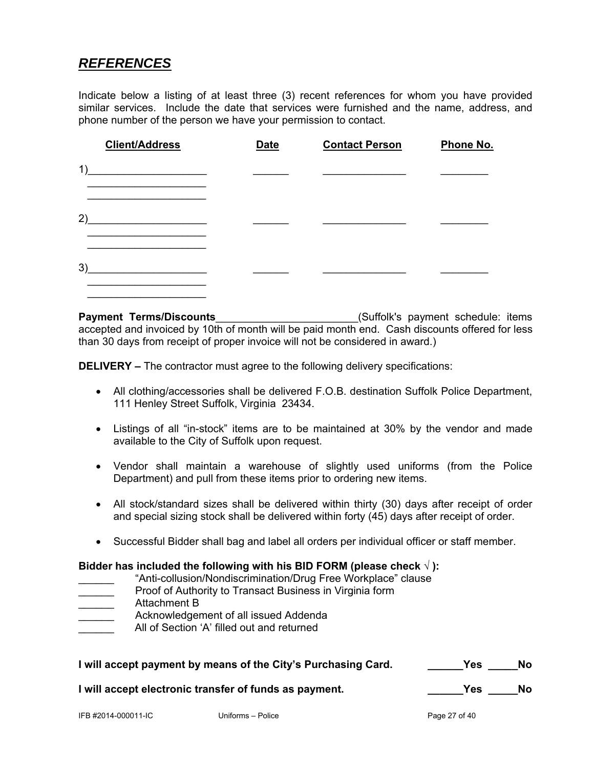## ***REFERENCES***

Indicate below a listing of at least three (3) recent references for whom you have provided similar services. Include the date that services were furnished and the name, address, and phone number of the person we have your permission to contact.

| Client/Address | Date | Contact Person | Phone No. |
|---|---|---|---|
| 1)____________________<br>____________________<br>____________________ | ______ | ______________ | ________ |
| 2)____________________<br>____________________<br>____________________ | ______ | ______________ | ________ |
| 3)____________________<br>____________________<br>____________________ | ______ | ______________ | ________ |

**Payment Terms/Discounts**________________________(Suffolk's payment schedule: items accepted and invoiced by 10th of month will be paid month end. Cash discounts offered for less than 30 days from receipt of proper invoice will not be considered in award.)

**DELIVERY –** The contractor must agree to the following delivery specifications:

- All clothing/accessories shall be delivered F.O.B. destination Suffolk Police Department, 111 Henley Street Suffolk, Virginia 23434.
- Listings of all "in-stock" items are to be maintained at 30% by the vendor and made available to the City of Suffolk upon request.
- Vendor shall maintain a warehouse of slightly used uniforms (from the Police Department) and pull from these items prior to ordering new items.
- All stock/standard sizes shall be delivered within thirty (30) days after receipt of order and special sizing stock shall be delivered within forty (45) days after receipt of order.
- Successful Bidder shall bag and label all orders per individual officer or staff member.

**Bidder has included the following with his BID FORM (please check √ ):**

______ "Anti-collusion/Nondiscrimination/Drug Free Workplace" clause
______ Proof of Authority to Transact Business in Virginia form
______ Attachment B
______ Acknowledgement of all issued Addenda
______ All of Section 'A' filled out and returned

**I will accept payment by means of the City's Purchasing Card.** ______**Yes** _____**No**

**I will accept electronic transfer of funds as payment.** ______**Yes** _____**No**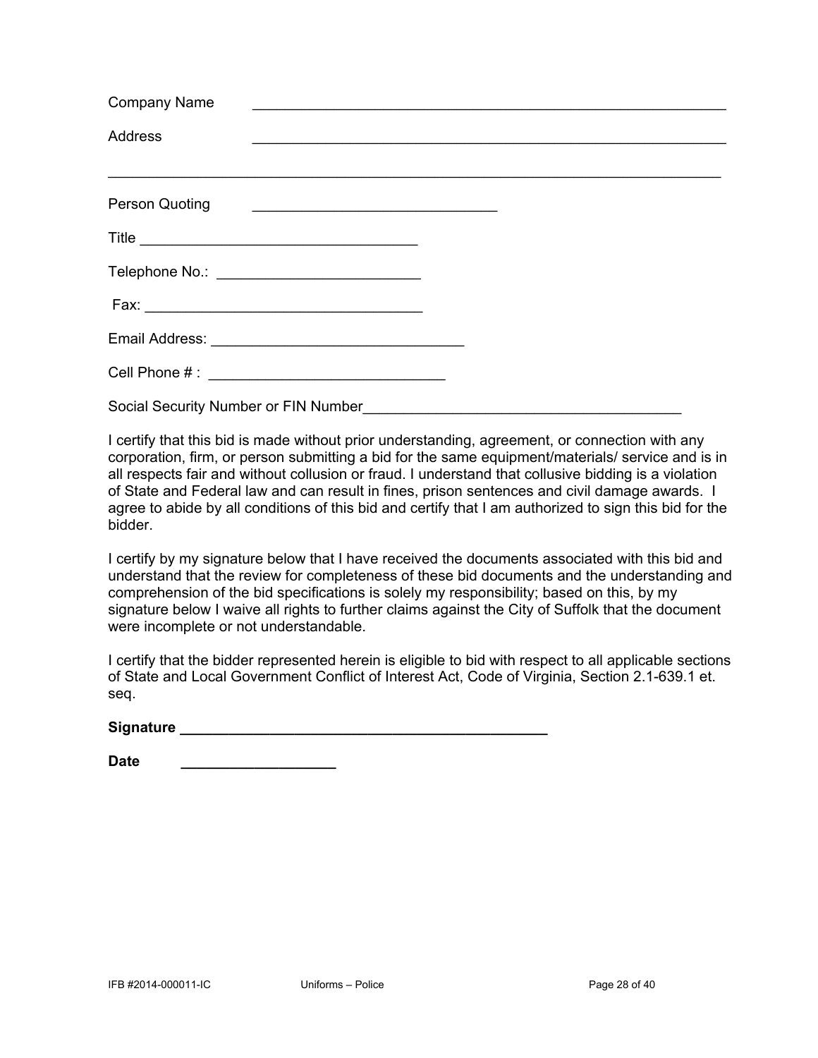Company Name ____________________________________________________________

Address ____________________________________________________________

______________________________________________________________________________

Person Quoting ______________________________

Title __________________________________

Telephone No.: _________________________

Fax: __________________________________

Email Address: _______________________________

Cell Phone # : _____________________________

Social Security Number or FIN Number_______________________________________

I certify that this bid is made without prior understanding, agreement, or connection with any corporation, firm, or person submitting a bid for the same equipment/materials/ service and is in all respects fair and without collusion or fraud. I understand that collusive bidding is a violation of State and Federal law and can result in fines, prison sentences and civil damage awards. I agree to abide by all conditions of this bid and certify that I am authorized to sign this bid for the bidder.

I certify by my signature below that I have received the documents associated with this bid and understand that the review for completeness of these bid documents and the understanding and comprehension of the bid specifications is solely my responsibility; based on this, by my signature below I waive all rights to further claims against the City of Suffolk that the document were incomplete or not understandable.

I certify that the bidder represented herein is eligible to bid with respect to all applicable sections of State and Local Government Conflict of Interest Act, Code of Virginia, Section 2.1-639.1 et. seq.

**Signature ______________________________________________**

**Date** ___________________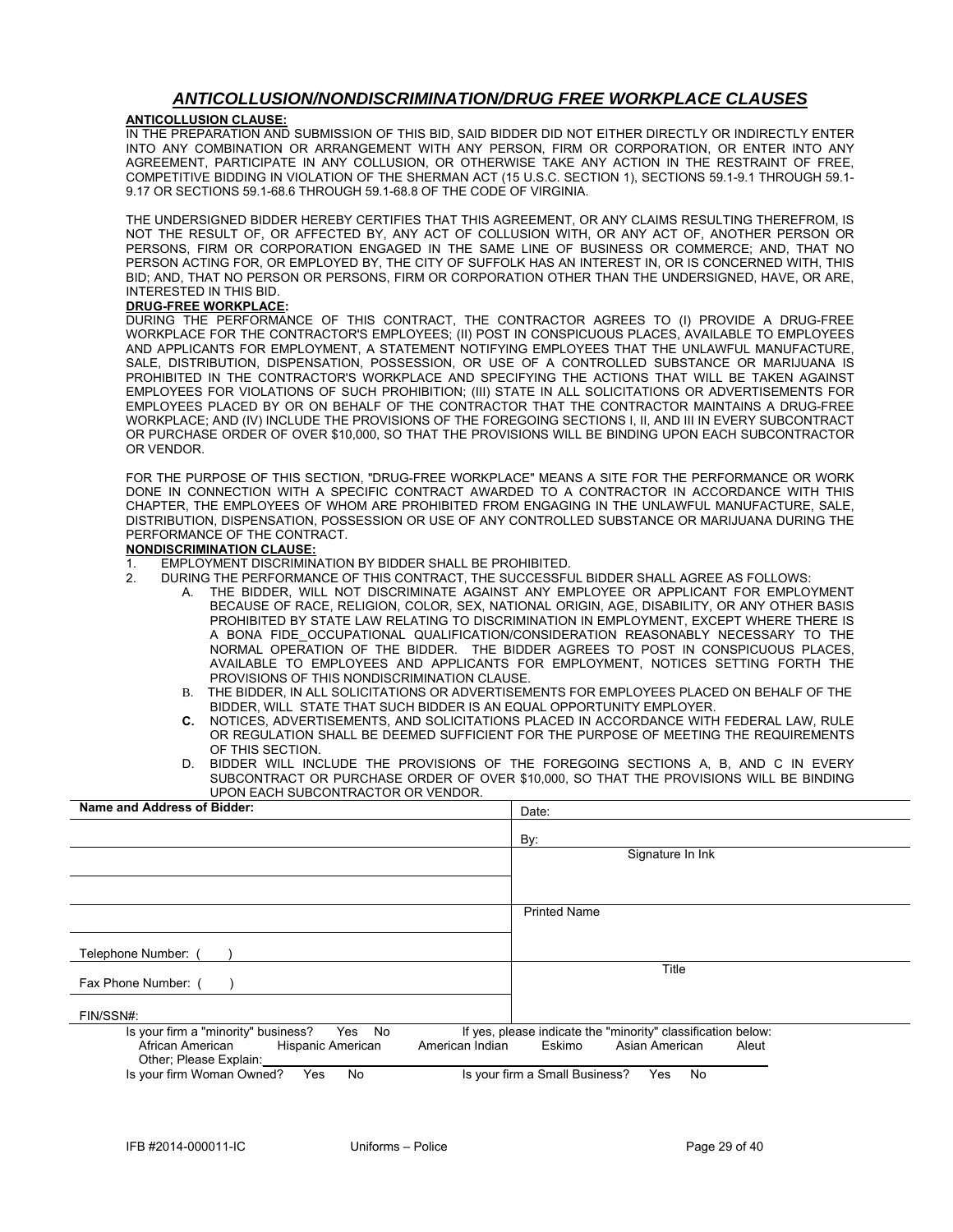# *ANTICOLLUSION/NONDISCRIMINATION/DRUG FREE WORKPLACE CLAUSES*

**ANTICOLLUSION CLAUSE:**

IN THE PREPARATION AND SUBMISSION OF THIS BID, SAID BIDDER DID NOT EITHER DIRECTLY OR INDIRECTLY ENTER INTO ANY COMBINATION OR ARRANGEMENT WITH ANY PERSON, FIRM OR CORPORATION, OR ENTER INTO ANY AGREEMENT, PARTICIPATE IN ANY COLLUSION, OR OTHERWISE TAKE ANY ACTION IN THE RESTRAINT OF FREE, COMPETITIVE BIDDING IN VIOLATION OF THE SHERMAN ACT (15 U.S.C. SECTION 1), SECTIONS 59.1-9.1 THROUGH 59.1-9.17 OR SECTIONS 59.1-68.6 THROUGH 59.1-68.8 OF THE CODE OF VIRGINIA.

THE UNDERSIGNED BIDDER HEREBY CERTIFIES THAT THIS AGREEMENT, OR ANY CLAIMS RESULTING THEREFROM, IS NOT THE RESULT OF, OR AFFECTED BY, ANY ACT OF COLLUSION WITH, OR ANY ACT OF, ANOTHER PERSON OR PERSONS, FIRM OR CORPORATION ENGAGED IN THE SAME LINE OF BUSINESS OR COMMERCE; AND, THAT NO PERSON ACTING FOR, OR EMPLOYED BY, THE CITY OF SUFFOLK HAS AN INTEREST IN, OR IS CONCERNED WITH, THIS BID; AND, THAT NO PERSON OR PERSONS, FIRM OR CORPORATION OTHER THAN THE UNDERSIGNED, HAVE, OR ARE, INTERESTED IN THIS BID.

**DRUG-FREE WORKPLACE:**

DURING THE PERFORMANCE OF THIS CONTRACT, THE CONTRACTOR AGREES TO (I) PROVIDE A DRUG-FREE WORKPLACE FOR THE CONTRACTOR'S EMPLOYEES; (II) POST IN CONSPICUOUS PLACES, AVAILABLE TO EMPLOYEES AND APPLICANTS FOR EMPLOYMENT, A STATEMENT NOTIFYING EMPLOYEES THAT THE UNLAWFUL MANUFACTURE, SALE, DISTRIBUTION, DISPENSATION, POSSESSION, OR USE OF A CONTROLLED SUBSTANCE OR MARIJUANA IS PROHIBITED IN THE CONTRACTOR'S WORKPLACE AND SPECIFYING THE ACTIONS THAT WILL BE TAKEN AGAINST EMPLOYEES FOR VIOLATIONS OF SUCH PROHIBITION; (III) STATE IN ALL SOLICITATIONS OR ADVERTISEMENTS FOR EMPLOYEES PLACED BY OR ON BEHALF OF THE CONTRACTOR THAT THE CONTRACTOR MAINTAINS A DRUG-FREE WORKPLACE; AND (IV) INCLUDE THE PROVISIONS OF THE FOREGOING SECTIONS I, II, AND III IN EVERY SUBCONTRACT OR PURCHASE ORDER OF OVER $10,000, SO THAT THE PROVISIONS WILL BE BINDING UPON EACH SUBCONTRACTOR OR VENDOR.

FOR THE PURPOSE OF THIS SECTION, "DRUG-FREE WORKPLACE" MEANS A SITE FOR THE PERFORMANCE OR WORK DONE IN CONNECTION WITH A SPECIFIC CONTRACT AWARDED TO A CONTRACTOR IN ACCORDANCE WITH THIS CHAPTER, THE EMPLOYEES OF WHOM ARE PROHIBITED FROM ENGAGING IN THE UNLAWFUL MANUFACTURE, SALE, DISTRIBUTION, DISPENSATION, POSSESSION OR USE OF ANY CONTROLLED SUBSTANCE OR MARIJUANA DURING THE PERFORMANCE OF THE CONTRACT.

**NONDISCRIMINATION CLAUSE:**

1. EMPLOYMENT DISCRIMINATION BY BIDDER SHALL BE PROHIBITED.
2. DURING THE PERFORMANCE OF THIS CONTRACT, THE SUCCESSFUL BIDDER SHALL AGREE AS FOLLOWS:
   A. THE BIDDER, WILL NOT DISCRIMINATE AGAINST ANY EMPLOYEE OR APPLICANT FOR EMPLOYMENT BECAUSE OF RACE, RELIGION, COLOR, SEX, NATIONAL ORIGIN, AGE, DISABILITY, OR ANY OTHER BASIS PROHIBITED BY STATE LAW RELATING TO DISCRIMINATION IN EMPLOYMENT, EXCEPT WHERE THERE IS A BONA FIDE_OCCUPATIONAL QUALIFICATION/CONSIDERATION REASONABLY NECESSARY TO THE NORMAL OPERATION OF THE BIDDER. THE BIDDER AGREES TO POST IN CONSPICUOUS PLACES, AVAILABLE TO EMPLOYEES AND APPLICANTS FOR EMPLOYMENT, NOTICES SETTING FORTH THE PROVISIONS OF THIS NONDISCRIMINATION CLAUSE.

   B. THE BIDDER, IN ALL SOLICITATIONS OR ADVERTISEMENTS FOR EMPLOYEES PLACED ON BEHALF OF THE BIDDER, WILL STATE THAT SUCH BIDDER IS AN EQUAL OPPORTUNITY EMPLOYER.

   **C.** NOTICES, ADVERTISEMENTS, AND SOLICITATIONS PLACED IN ACCORDANCE WITH FEDERAL LAW, RULE OR REGULATION SHALL BE DEEMED SUFFICIENT FOR THE PURPOSE OF MEETING THE REQUIREMENTS OF THIS SECTION.

   D. BIDDER WILL INCLUDE THE PROVISIONS OF THE FOREGOING SECTIONS A, B, AND C IN EVERY SUBCONTRACT OR PURCHASE ORDER OF OVER $10,000, SO THAT THE PROVISIONS WILL BE BINDING UPON EACH SUBCONTRACTOR OR VENDOR.

| Name and Address of Bidder: | Date: |
|---|---|
| | By: |
| | Signature In Ink |
| | |
| | Printed Name |
| Telephone Number: (     ) | |
| Fax Phone Number: (     ) | Title |
| FIN/SSN#: | |

Is your firm a "minority" business? Yes No

If yes, please indicate the "minority" classification below:

African American Hispanic American American Indian Eskimo Asian American Aleut

Other; Please Explain: ____________________

Is your firm Woman Owned? Yes No

Is your firm a Small Business? Yes No

IFB #2014-000011-IC Uniforms – Police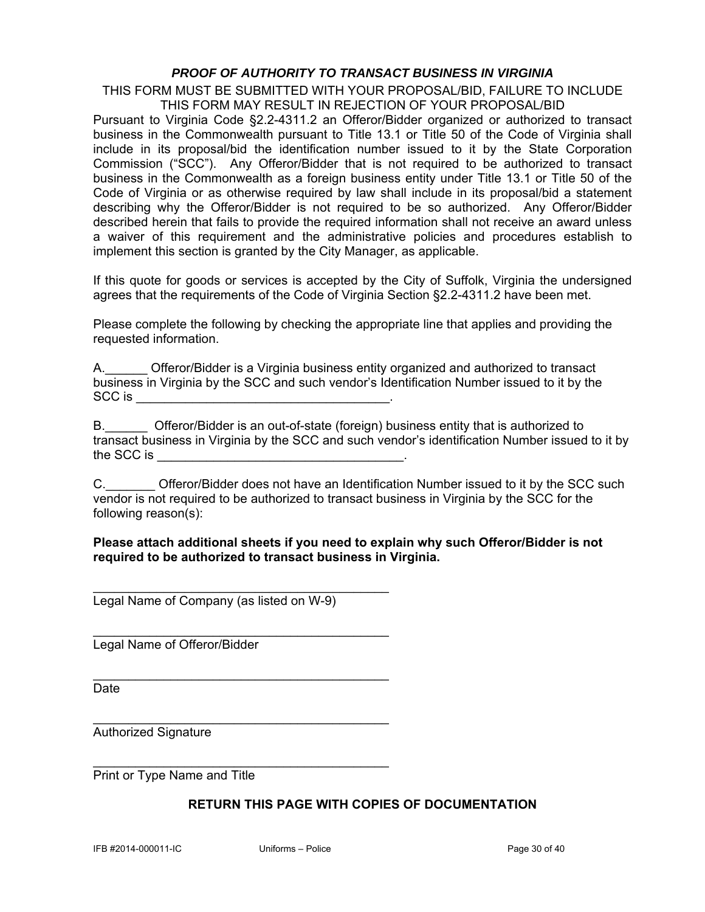## *PROOF OF AUTHORITY TO TRANSACT BUSINESS IN VIRGINIA*

THIS FORM MUST BE SUBMITTED WITH YOUR PROPOSAL/BID, FAILURE TO INCLUDE THIS FORM MAY RESULT IN REJECTION OF YOUR PROPOSAL/BID

Pursuant to Virginia Code §2.2-4311.2 an Offeror/Bidder organized or authorized to transact business in the Commonwealth pursuant to Title 13.1 or Title 50 of the Code of Virginia shall include in its proposal/bid the identification number issued to it by the State Corporation Commission ("SCC"). Any Offeror/Bidder that is not required to be authorized to transact business in the Commonwealth as a foreign business entity under Title 13.1 or Title 50 of the Code of Virginia or as otherwise required by law shall include in its proposal/bid a statement describing why the Offeror/Bidder is not required to be so authorized. Any Offeror/Bidder described herein that fails to provide the required information shall not receive an award unless a waiver of this requirement and the administrative policies and procedures establish to implement this section is granted by the City Manager, as applicable.

If this quote for goods or services is accepted by the City of Suffolk, Virginia the undersigned agrees that the requirements of the Code of Virginia Section §2.2-4311.2 have been met.

Please complete the following by checking the appropriate line that applies and providing the requested information.

A.______ Offeror/Bidder is a Virginia business entity organized and authorized to transact business in Virginia by the SCC and such vendor's Identification Number issued to it by the SCC is ____________________________________.

B.______ Offeror/Bidder is an out-of-state (foreign) business entity that is authorized to transact business in Virginia by the SCC and such vendor's identification Number issued to it by the SCC is ___________________________________.

C._______ Offeror/Bidder does not have an Identification Number issued to it by the SCC such vendor is not required to be authorized to transact business in Virginia by the SCC for the following reason(s):

**Please attach additional sheets if you need to explain why such Offeror/Bidder is not required to be authorized to transact business in Virginia.**

__________________________________________
Legal Name of Company (as listed on W-9)

__________________________________________
Legal Name of Offeror/Bidder

__________________________________________
Date

__________________________________________
Authorized Signature

__________________________________________
Print or Type Name and Title

**RETURN THIS PAGE WITH COPIES OF DOCUMENTATION**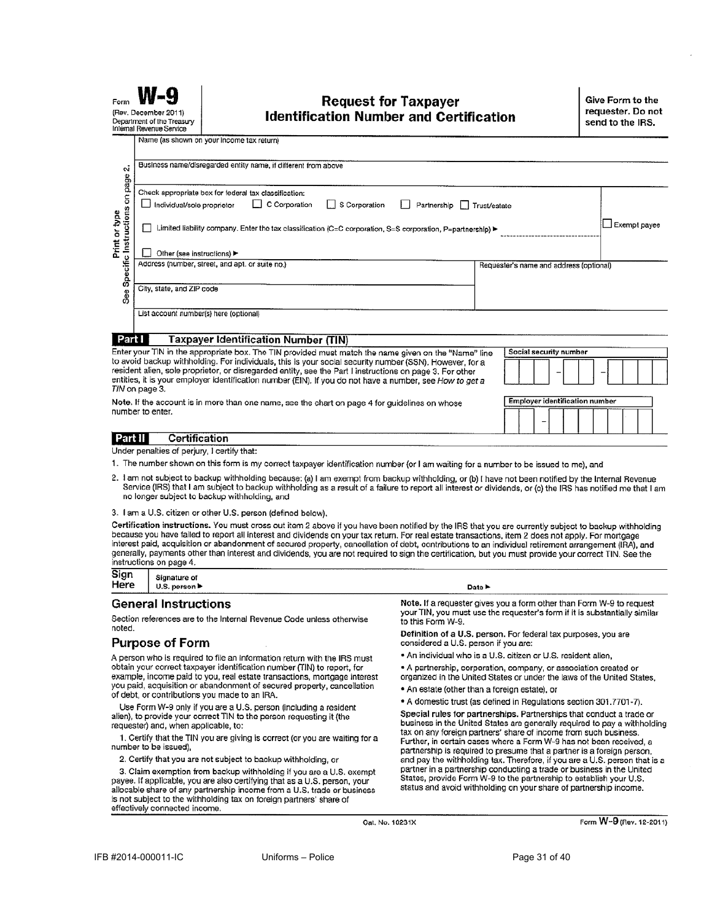Form **W-9**
(Rev. December 2011)
Department of the Treasury
Internal Revenue Service

# Request for Taxpayer Identification Number and Certification

**Give Form to the requester. Do not send to the IRS.**

Print or type
See Specific Instructions on page 2.

Name (as shown on your income tax return)

Business name/disregarded entity name, if different from above

Check appropriate box for federal tax classification:
☐ Individual/sole proprietor ☐ C Corporation ☐ S Corporation ☐ Partnership ☐ Trust/estate

☐ Limited liability company. Enter the tax classification (C=C corporation, S=S corporation, P=partnership) ▶ ____________

☐ Exempt payee

☐ Other (see instructions) ▶

Address (number, street, and apt. or suite no.)

Requester's name and address (optional)

City, state, and ZIP code

List account number(s) here (optional)

## Part I Taxpayer Identification Number (TIN)

Enter your TIN in the appropriate box. The TIN provided must match the name given on the "Name" line to avoid backup withholding. For individuals, this is your social security number (SSN). However, for a resident alien, sole proprietor, or disregarded entity, see the Part I instructions on page 3. For other entities, it is your employer identification number (EIN). If you do not have a number, see *How to get a TIN* on page 3.

**Social security number**

☐☐☐ – ☐☐ – ☐☐☐☐

**Note.** If the account is in more than one name, see the chart on page 4 for guidelines on whose number to enter.

**Employer identification number**

☐☐ – ☐☐☐☐☐☐☐

## Part II Certification

Under penalties of perjury, I certify that:

1. The number shown on this form is my correct taxpayer identification number (or I am waiting for a number to be issued to me), and
2. I am not subject to backup withholding because: (a) I am exempt from backup withholding, or (b) I have not been notified by the Internal Revenue Service (IRS) that I am subject to backup withholding as a result of a failure to report all interest or dividends, or (c) the IRS has notified me that I am no longer subject to backup withholding, and
3. I am a U.S. citizen or other U.S. person (defined below).

**Certification instructions.** You must cross out item 2 above if you have been notified by the IRS that you are currently subject to backup withholding because you have failed to report all interest and dividends on your tax return. For real estate transactions, item 2 does not apply. For mortgage interest paid, acquisition or abandonment of secured property, cancellation of debt, contributions to an individual retirement arrangement (IRA), and generally, payments other than interest and dividends, you are not required to sign the certification, but you must provide your correct TIN. See the instructions on page 4.

**Sign Here** Signature of U.S. person ▶ Date ▶

## General Instructions

Section references are to the Internal Revenue Code unless otherwise noted.

## Purpose of Form

A person who is required to file an information return with the IRS must obtain your correct taxpayer identification number (TIN) to report, for example, income paid to you, real estate transactions, mortgage interest you paid, acquisition or abandonment of secured property, cancellation of debt, or contributions you made to an IRA.

Use Form W-9 only if you are a U.S. person (including a resident alien), to provide your correct TIN to the person requesting it (the requester) and, when applicable, to:

1. Certify that the TIN you are giving is correct (or you are waiting for a number to be issued),
2. Certify that you are not subject to backup withholding, or
3. Claim exemption from backup withholding if you are a U.S. exempt payee. If applicable, you are also certifying that as a U.S. person, your allocable share of any partnership income from a U.S. trade or business is not subject to the withholding tax on foreign partners' share of effectively connected income.

**Note.** If a requester gives you a form other than Form W-9 to request your TIN, you must use the requester's form if it is substantially similar to this Form W-9.

**Definition of a U.S. person.** For federal tax purposes, you are considered a U.S. person if you are:

- An individual who is a U.S. citizen or U.S. resident alien,
- A partnership, corporation, company, or association created or organized in the United States or under the laws of the United States,
- An estate (other than a foreign estate), or
- A domestic trust (as defined in Regulations section 301.7701-7).

**Special rules for partnerships.** Partnerships that conduct a trade or business in the United States are generally required to pay a withholding tax on any foreign partners' share of income from such business. Further, in certain cases where a Form W-9 has not been received, a partnership is required to presume that a partner is a foreign person, and pay the withholding tax. Therefore, if you are a U.S. person that is a partner in a partnership conducting a trade or business in the United States, provide Form W-9 to the partnership to establish your U.S. status and avoid withholding on your share of partnership income.

Cat. No. 10231X Form **W-9** (Rev. 12-2011)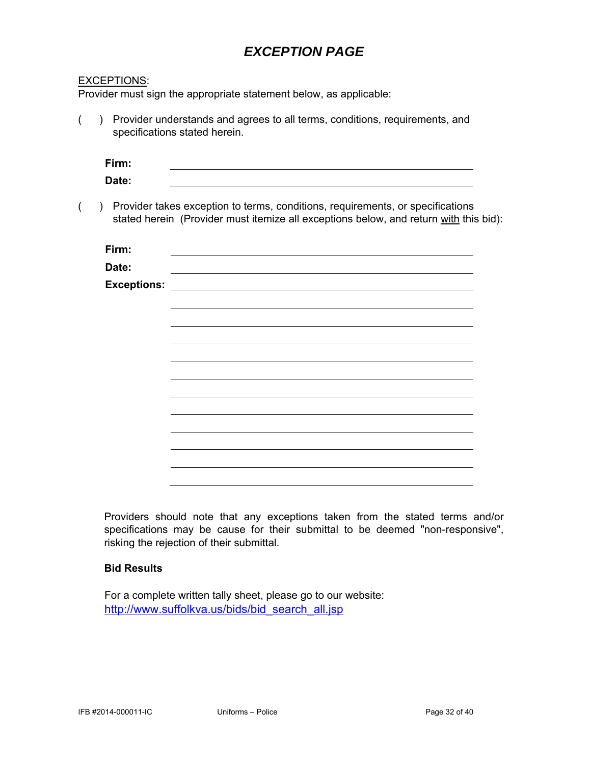# *EXCEPTION PAGE*

EXCEPTIONS:
Provider must sign the appropriate statement below, as applicable:

(    ) Provider understands and agrees to all terms, conditions, requirements, and specifications stated herein.

**Firm:** \_\_\_\_\_\_\_\_\_\_\_\_\_\_\_\_\_\_\_\_\_\_\_\_\_\_\_\_\_\_\_\_\_\_\_\_\_\_\_\_

**Date:** \_\_\_\_\_\_\_\_\_\_\_\_\_\_\_\_\_\_\_\_\_\_\_\_\_\_\_\_\_\_\_\_\_\_\_\_\_\_\_\_

(    ) Provider takes exception to terms, conditions, requirements, or specifications stated herein (Provider must itemize all exceptions below, and return with this bid):

**Firm:** \_\_\_\_\_\_\_\_\_\_\_\_\_\_\_\_\_\_\_\_\_\_\_\_\_\_\_\_\_\_\_\_\_\_\_\_\_\_\_\_

**Date:** \_\_\_\_\_\_\_\_\_\_\_\_\_\_\_\_\_\_\_\_\_\_\_\_\_\_\_\_\_\_\_\_\_\_\_\_\_\_\_\_

**Exceptions:** \_\_\_\_\_\_\_\_\_\_\_\_\_\_\_\_\_\_\_\_\_\_\_\_\_\_\_\_\_\_\_\_\_\_\_\_\_\_\_\_

\_\_\_\_\_\_\_\_\_\_\_\_\_\_\_\_\_\_\_\_\_\_\_\_\_\_\_\_\_\_\_\_\_\_\_\_\_\_\_\_

\_\_\_\_\_\_\_\_\_\_\_\_\_\_\_\_\_\_\_\_\_\_\_\_\_\_\_\_\_\_\_\_\_\_\_\_\_\_\_\_

\_\_\_\_\_\_\_\_\_\_\_\_\_\_\_\_\_\_\_\_\_\_\_\_\_\_\_\_\_\_\_\_\_\_\_\_\_\_\_\_

\_\_\_\_\_\_\_\_\_\_\_\_\_\_\_\_\_\_\_\_\_\_\_\_\_\_\_\_\_\_\_\_\_\_\_\_\_\_\_\_

\_\_\_\_\_\_\_\_\_\_\_\_\_\_\_\_\_\_\_\_\_\_\_\_\_\_\_\_\_\_\_\_\_\_\_\_\_\_\_\_

\_\_\_\_\_\_\_\_\_\_\_\_\_\_\_\_\_\_\_\_\_\_\_\_\_\_\_\_\_\_\_\_\_\_\_\_\_\_\_\_

\_\_\_\_\_\_\_\_\_\_\_\_\_\_\_\_\_\_\_\_\_\_\_\_\_\_\_\_\_\_\_\_\_\_\_\_\_\_\_\_

\_\_\_\_\_\_\_\_\_\_\_\_\_\_\_\_\_\_\_\_\_\_\_\_\_\_\_\_\_\_\_\_\_\_\_\_\_\_\_\_

\_\_\_\_\_\_\_\_\_\_\_\_\_\_\_\_\_\_\_\_\_\_\_\_\_\_\_\_\_\_\_\_\_\_\_\_\_\_\_\_

\_\_\_\_\_\_\_\_\_\_\_\_\_\_\_\_\_\_\_\_\_\_\_\_\_\_\_\_\_\_\_\_\_\_\_\_\_\_\_\_

\_\_\_\_\_\_\_\_\_\_\_\_\_\_\_\_\_\_\_\_\_\_\_\_\_\_\_\_\_\_\_\_\_\_\_\_\_\_\_\_

Providers should note that any exceptions taken from the stated terms and/or specifications may be cause for their submittal to be deemed "non-responsive", risking the rejection of their submittal.

**Bid Results**

For a complete written tally sheet, please go to our website:
http://www.suffolkva.us/bids/bid_search_all.jsp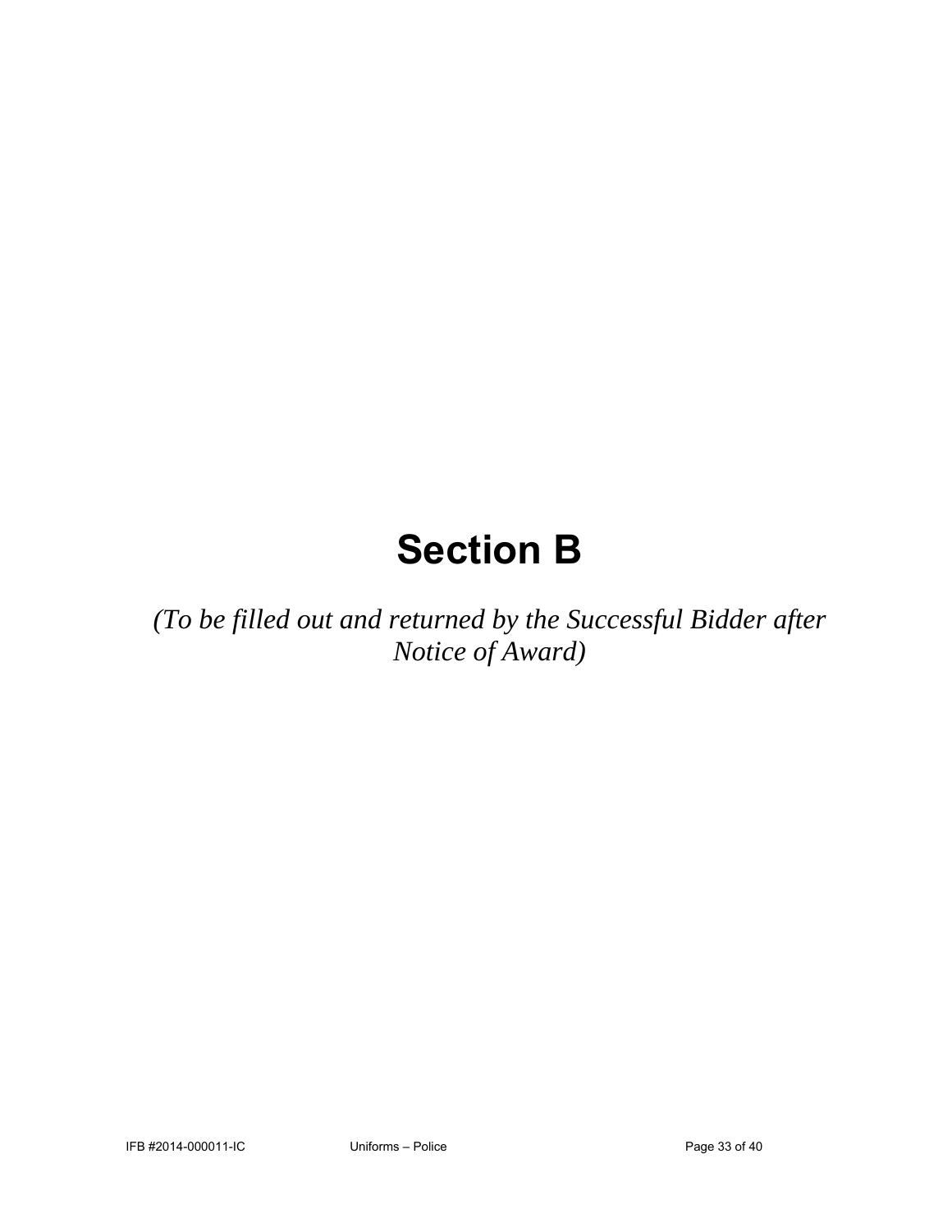# Section B

*(To be filled out and returned by the Successful Bidder after Notice of Award)*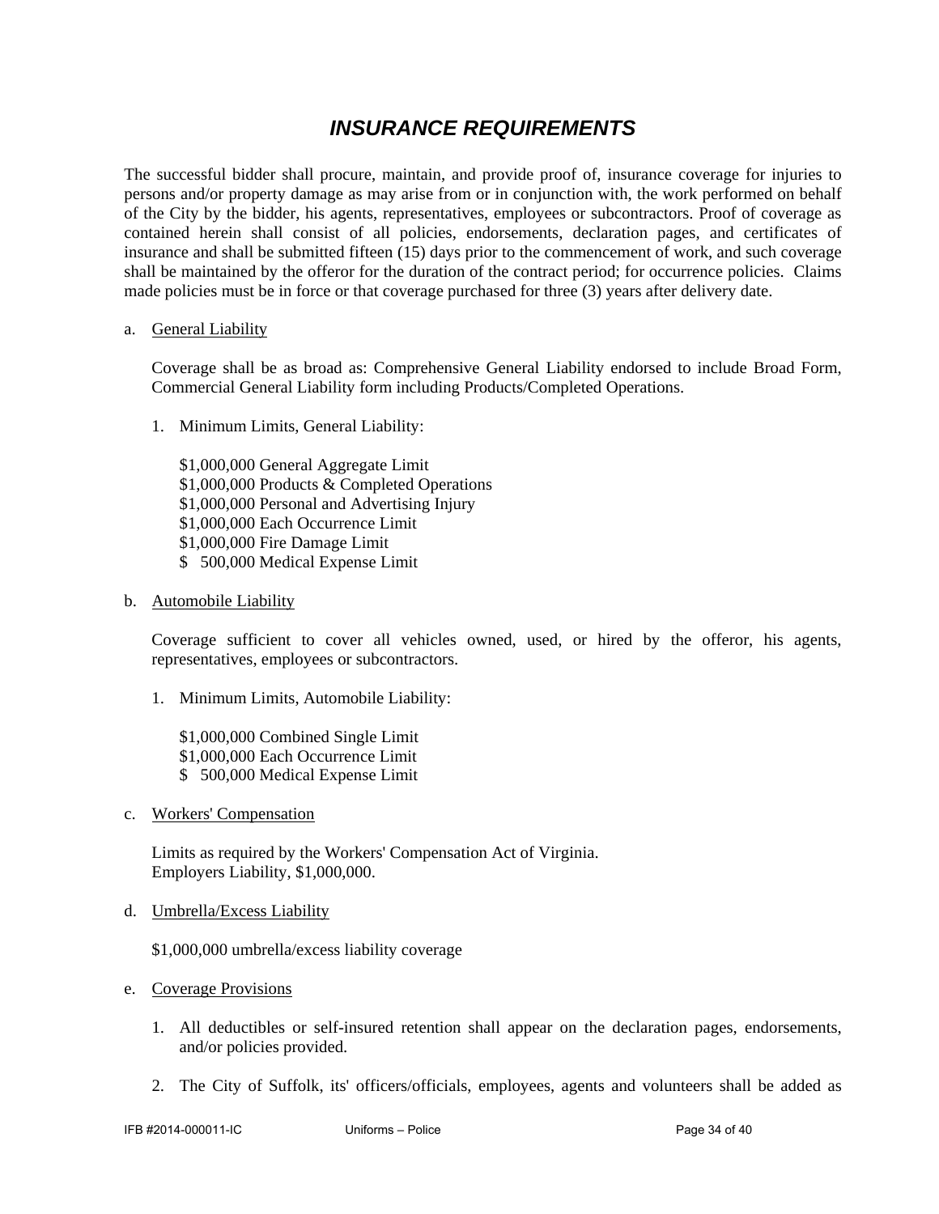# *INSURANCE REQUIREMENTS*

The successful bidder shall procure, maintain, and provide proof of, insurance coverage for injuries to persons and/or property damage as may arise from or in conjunction with, the work performed on behalf of the City by the bidder, his agents, representatives, employees or subcontractors. Proof of coverage as contained herein shall consist of all policies, endorsements, declaration pages, and certificates of insurance and shall be submitted fifteen (15) days prior to the commencement of work, and such coverage shall be maintained by the offeror for the duration of the contract period; for occurrence policies. Claims made policies must be in force or that coverage purchased for three (3) years after delivery date.

a. General Liability

   Coverage shall be as broad as: Comprehensive General Liability endorsed to include Broad Form, Commercial General Liability form including Products/Completed Operations.

   1. Minimum Limits, General Liability:

      $1,000,000 General Aggregate Limit
      $1,000,000 Products & Completed Operations
      $1,000,000 Personal and Advertising Injury
      $1,000,000 Each Occurrence Limit
      $1,000,000 Fire Damage Limit
      $ 500,000 Medical Expense Limit

b. Automobile Liability

   Coverage sufficient to cover all vehicles owned, used, or hired by the offeror, his agents, representatives, employees or subcontractors.

   1. Minimum Limits, Automobile Liability:

      $1,000,000 Combined Single Limit
      $1,000,000 Each Occurrence Limit
      $ 500,000 Medical Expense Limit

c. Workers' Compensation

   Limits as required by the Workers' Compensation Act of Virginia.
   Employers Liability, $1,000,000.

d. Umbrella/Excess Liability

   $1,000,000 umbrella/excess liability coverage

e. Coverage Provisions

   1. All deductibles or self-insured retention shall appear on the declaration pages, endorsements, and/or policies provided.

   2. The City of Suffolk, its' officers/officials, employees, agents and volunteers shall be added as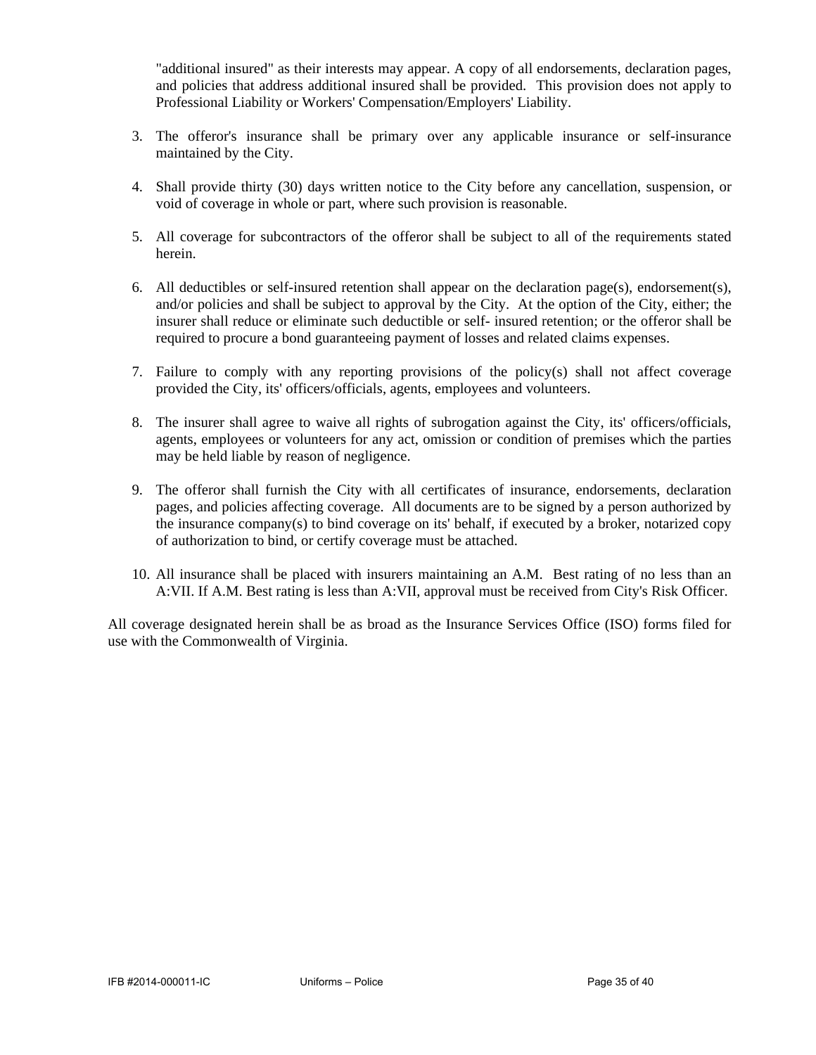"additional insured" as their interests may appear. A copy of all endorsements, declaration pages, and policies that address additional insured shall be provided. This provision does not apply to Professional Liability or Workers' Compensation/Employers' Liability.

3. The offeror's insurance shall be primary over any applicable insurance or self-insurance maintained by the City.

4. Shall provide thirty (30) days written notice to the City before any cancellation, suspension, or void of coverage in whole or part, where such provision is reasonable.

5. All coverage for subcontractors of the offeror shall be subject to all of the requirements stated herein.

6. All deductibles or self-insured retention shall appear on the declaration page(s), endorsement(s), and/or policies and shall be subject to approval by the City. At the option of the City, either; the insurer shall reduce or eliminate such deductible or self- insured retention; or the offeror shall be required to procure a bond guaranteeing payment of losses and related claims expenses.

7. Failure to comply with any reporting provisions of the policy(s) shall not affect coverage provided the City, its' officers/officials, agents, employees and volunteers.

8. The insurer shall agree to waive all rights of subrogation against the City, its' officers/officials, agents, employees or volunteers for any act, omission or condition of premises which the parties may be held liable by reason of negligence.

9. The offeror shall furnish the City with all certificates of insurance, endorsements, declaration pages, and policies affecting coverage. All documents are to be signed by a person authorized by the insurance company(s) to bind coverage on its' behalf, if executed by a broker, notarized copy of authorization to bind, or certify coverage must be attached.

10. All insurance shall be placed with insurers maintaining an A.M. Best rating of no less than an A:VII. If A.M. Best rating is less than A:VII, approval must be received from City's Risk Officer.

All coverage designated herein shall be as broad as the Insurance Services Office (ISO) forms filed for use with the Commonwealth of Virginia.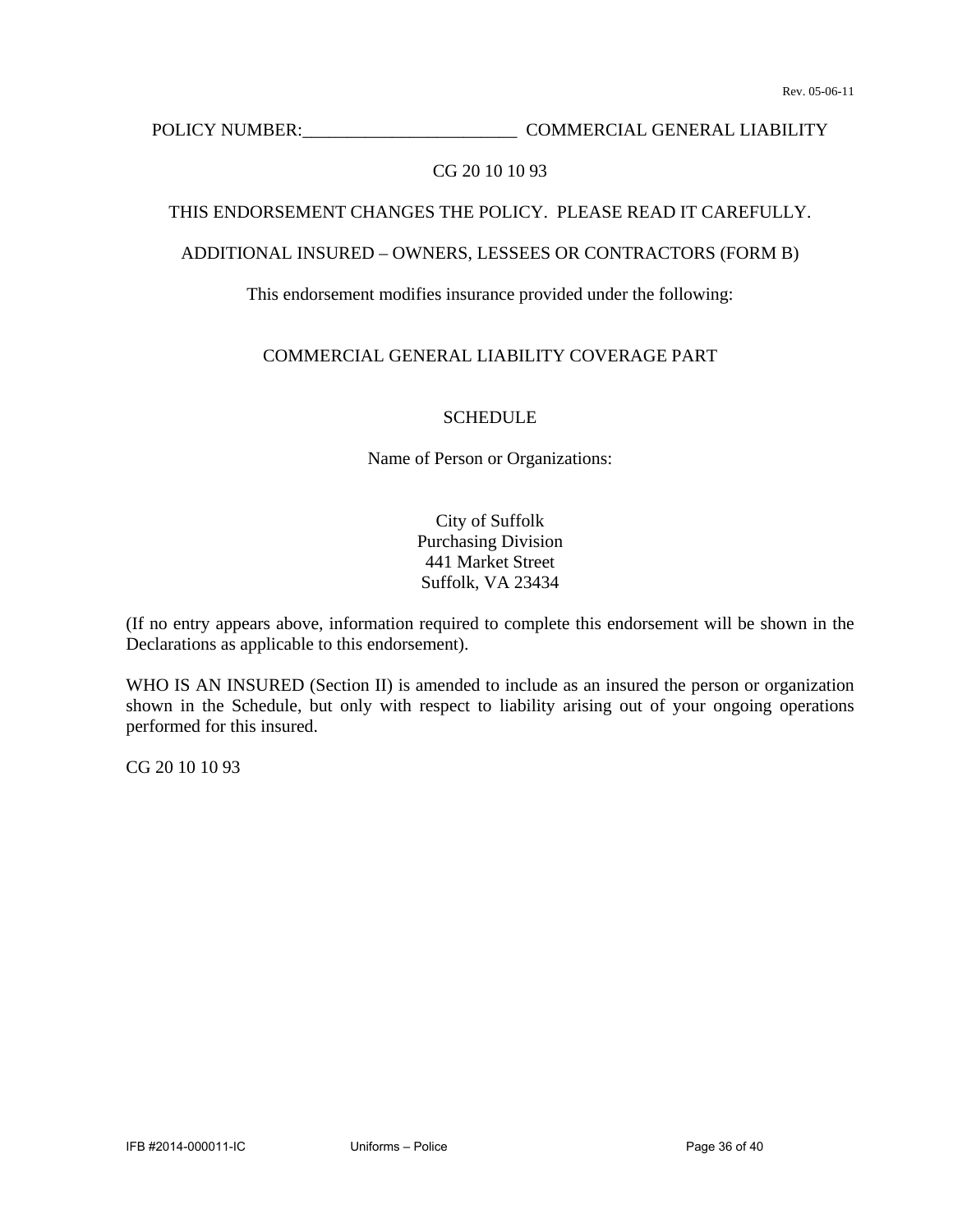Rev. 05-06-11

POLICY NUMBER:________________________ COMMERCIAL GENERAL LIABILITY

CG 20 10 10 93

THIS ENDORSEMENT CHANGES THE POLICY. PLEASE READ IT CAREFULLY.

ADDITIONAL INSURED – OWNERS, LESSEES OR CONTRACTORS (FORM B)

This endorsement modifies insurance provided under the following:

COMMERCIAL GENERAL LIABILITY COVERAGE PART

SCHEDULE

Name of Person or Organizations:

City of Suffolk
Purchasing Division
441 Market Street
Suffolk, VA 23434

(If no entry appears above, information required to complete this endorsement will be shown in the Declarations as applicable to this endorsement).

WHO IS AN INSURED (Section II) is amended to include as an insured the person or organization shown in the Schedule, but only with respect to liability arising out of your ongoing operations performed for this insured.

CG 20 10 10 93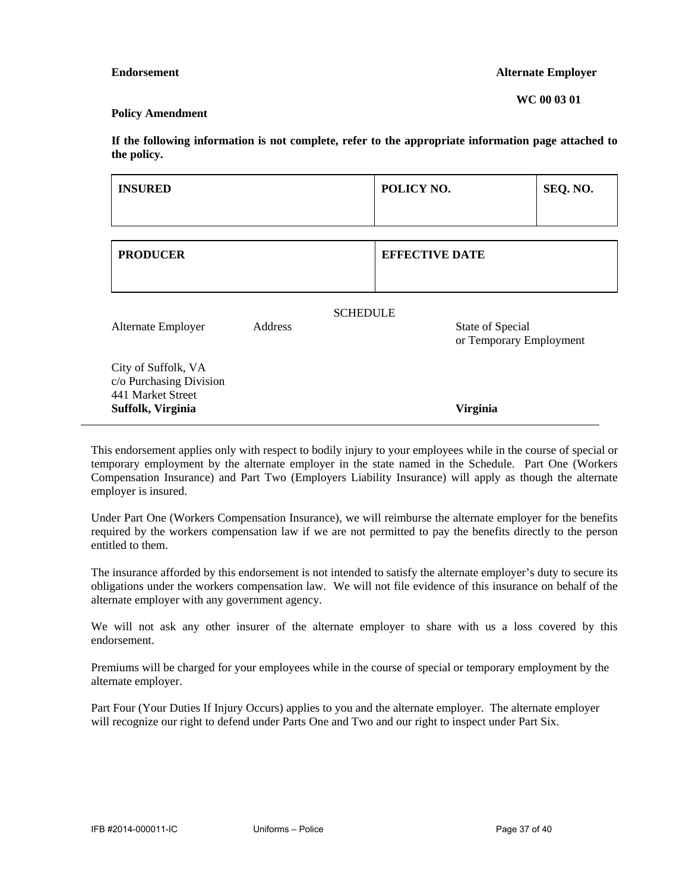**Endorsement** **Alternate Employer**

**WC 00 03 01**

**Policy Amendment**

**If the following information is not complete, refer to the appropriate information page attached to the policy.**

| **INSURED** | **POLICY NO.** | **SEQ. NO.** |
|---|---|---|
| | | |

| **PRODUCER** | **EFFECTIVE DATE** |
|---|---|
| | |

SCHEDULE

| Alternate Employer | Address | State of Special or Temporary Employment |
|---|---|---|
| City of Suffolk, VA<br>c/o Purchasing Division<br>441 Market Street<br>**Suffolk, Virginia** | | **Virginia** |

This endorsement applies only with respect to bodily injury to your employees while in the course of special or temporary employment by the alternate employer in the state named in the Schedule. Part One (Workers Compensation Insurance) and Part Two (Employers Liability Insurance) will apply as though the alternate employer is insured.

Under Part One (Workers Compensation Insurance), we will reimburse the alternate employer for the benefits required by the workers compensation law if we are not permitted to pay the benefits directly to the person entitled to them.

The insurance afforded by this endorsement is not intended to satisfy the alternate employer's duty to secure its obligations under the workers compensation law. We will not file evidence of this insurance on behalf of the alternate employer with any government agency.

We will not ask any other insurer of the alternate employer to share with us a loss covered by this endorsement.

Premiums will be charged for your employees while in the course of special or temporary employment by the alternate employer.

Part Four (Your Duties If Injury Occurs) applies to you and the alternate employer. The alternate employer will recognize our right to defend under Parts One and Two and our right to inspect under Part Six.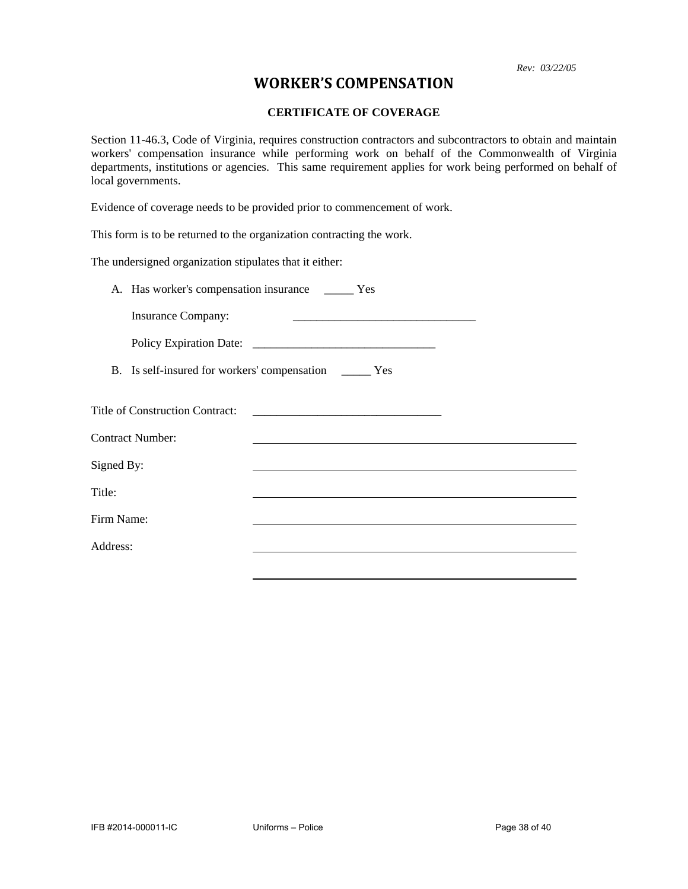*Rev: 03/22/05*

# WORKER'S COMPENSATION

### CERTIFICATE OF COVERAGE

Section 11-46.3, Code of Virginia, requires construction contractors and subcontractors to obtain and maintain workers' compensation insurance while performing work on behalf of the Commonwealth of Virginia departments, institutions or agencies. This same requirement applies for work being performed on behalf of local governments.

Evidence of coverage needs to be provided prior to commencement of work.

This form is to be returned to the organization contracting the work.

The undersigned organization stipulates that it either:

A. Has worker's compensation insurance _____ Yes

   Insurance Company: _______________________________

   Policy Expiration Date: _______________________________

B. Is self-insured for workers' compensation _____ Yes

Title of Construction Contract: _______________________________

Contract Number: _______________________________

Signed By: _______________________________

Title: _______________________________

Firm Name: _______________________________

Address: _______________________________

_______________________________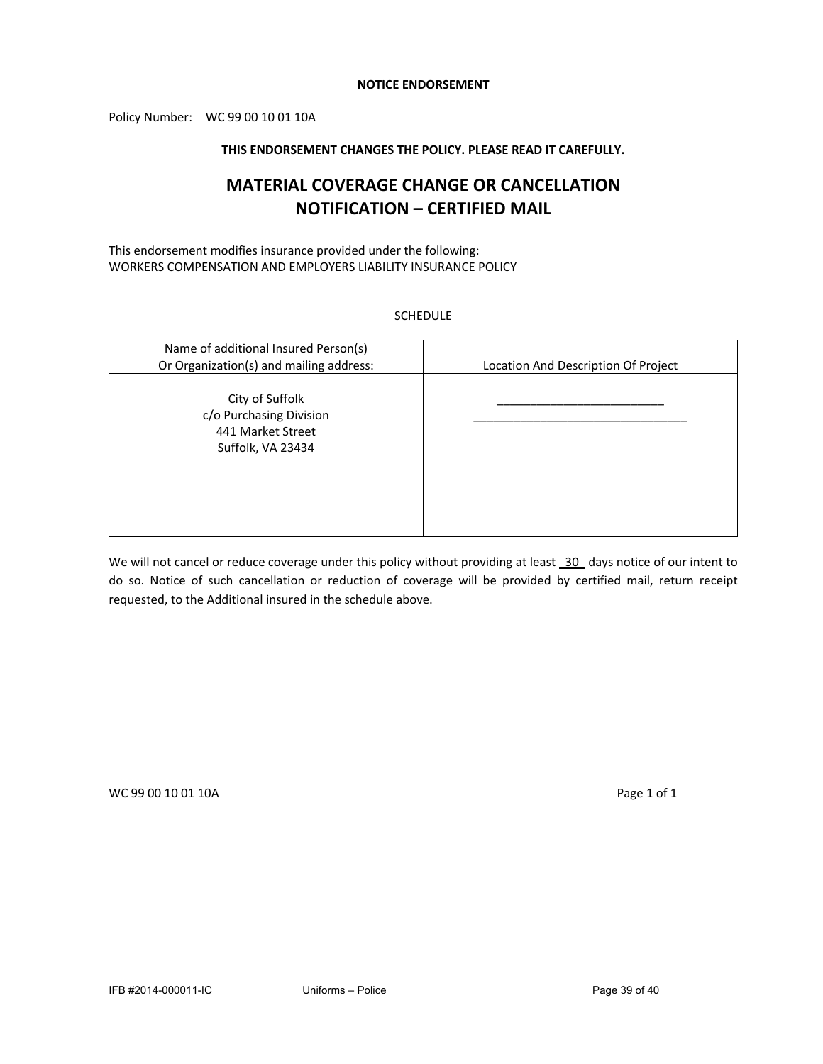**NOTICE ENDORSEMENT**

Policy Number: WC 99 00 10 01 10A

**THIS ENDORSEMENT CHANGES THE POLICY. PLEASE READ IT CAREFULLY.**

# MATERIAL COVERAGE CHANGE OR CANCELLATION NOTIFICATION – CERTIFIED MAIL

This endorsement modifies insurance provided under the following:
WORKERS COMPENSATION AND EMPLOYERS LIABILITY INSURANCE POLICY

SCHEDULE

| Name of additional Insured Person(s) Or Organization(s) and mailing address: | Location And Description Of Project |
| --- | --- |
| City of Suffolk<br>c/o Purchasing Division<br>441 Market Street<br>Suffolk, VA 23434 | _________________________<br>________________________________ |

We will not cancel or reduce coverage under this policy without providing at least 30 days notice of our intent to do so. Notice of such cancellation or reduction of coverage will be provided by certified mail, return receipt requested, to the Additional insured in the schedule above.

WC 99 00 10 01 10A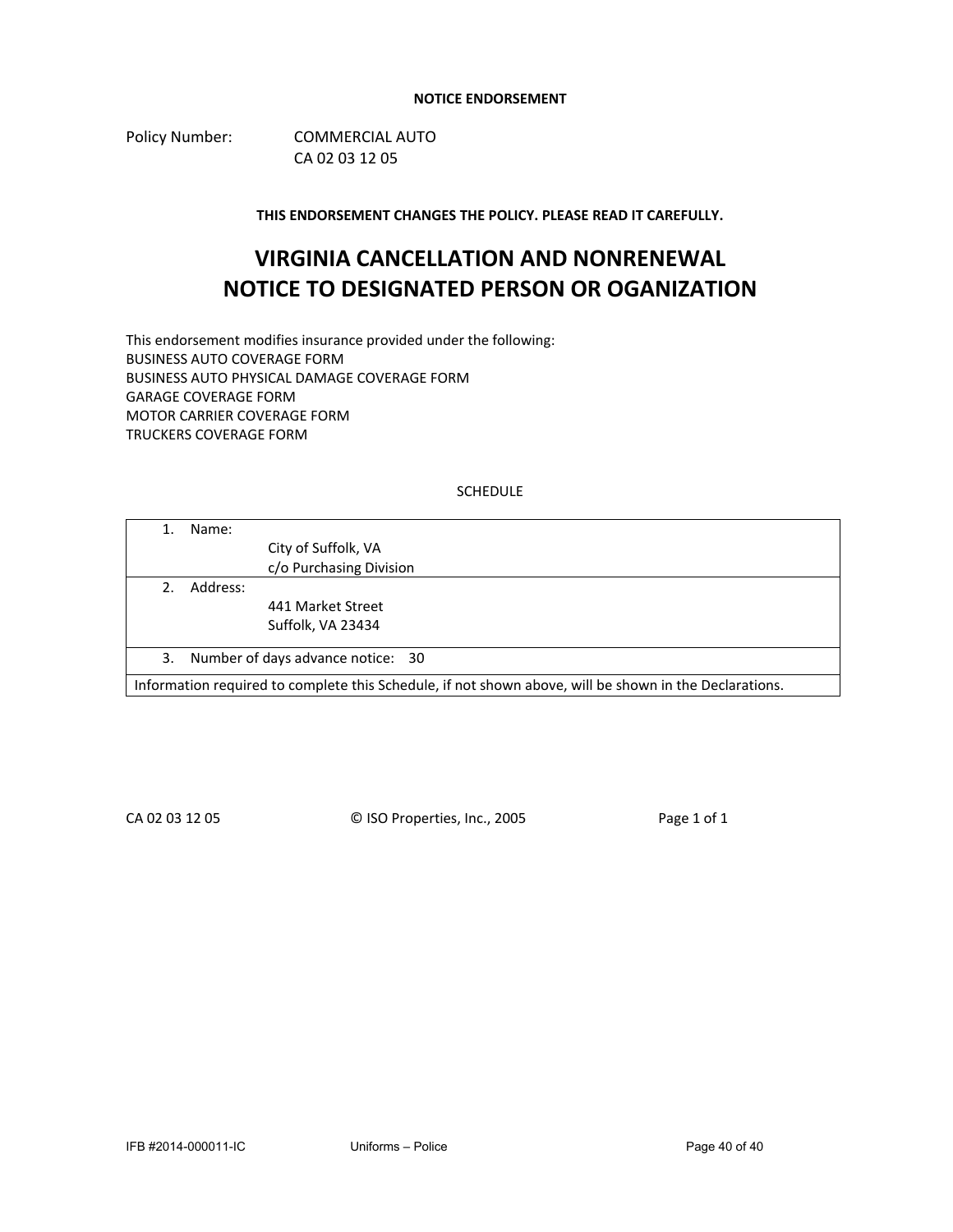**NOTICE ENDORSEMENT**

Policy Number: COMMERCIAL AUTO
CA 02 03 12 05

**THIS ENDORSEMENT CHANGES THE POLICY. PLEASE READ IT CAREFULLY.**

# VIRGINIA CANCELLATION AND NONRENEWAL NOTICE TO DESIGNATED PERSON OR OGANIZATION

This endorsement modifies insurance provided under the following:
BUSINESS AUTO COVERAGE FORM
BUSINESS AUTO PHYSICAL DAMAGE COVERAGE FORM
GARAGE COVERAGE FORM
MOTOR CARRIER COVERAGE FORM
TRUCKERS COVERAGE FORM

SCHEDULE

| |
|---|
| 1. Name: City of Suffolk, VA c/o Purchasing Division |
| 2. Address: 441 Market Street Suffolk, VA 23434 |
| 3. Number of days advance notice: 30 |
| Information required to complete this Schedule, if not shown above, will be shown in the Declarations. |

CA 02 03 12 05 © ISO Properties, Inc., 2005 Page 1 of 1